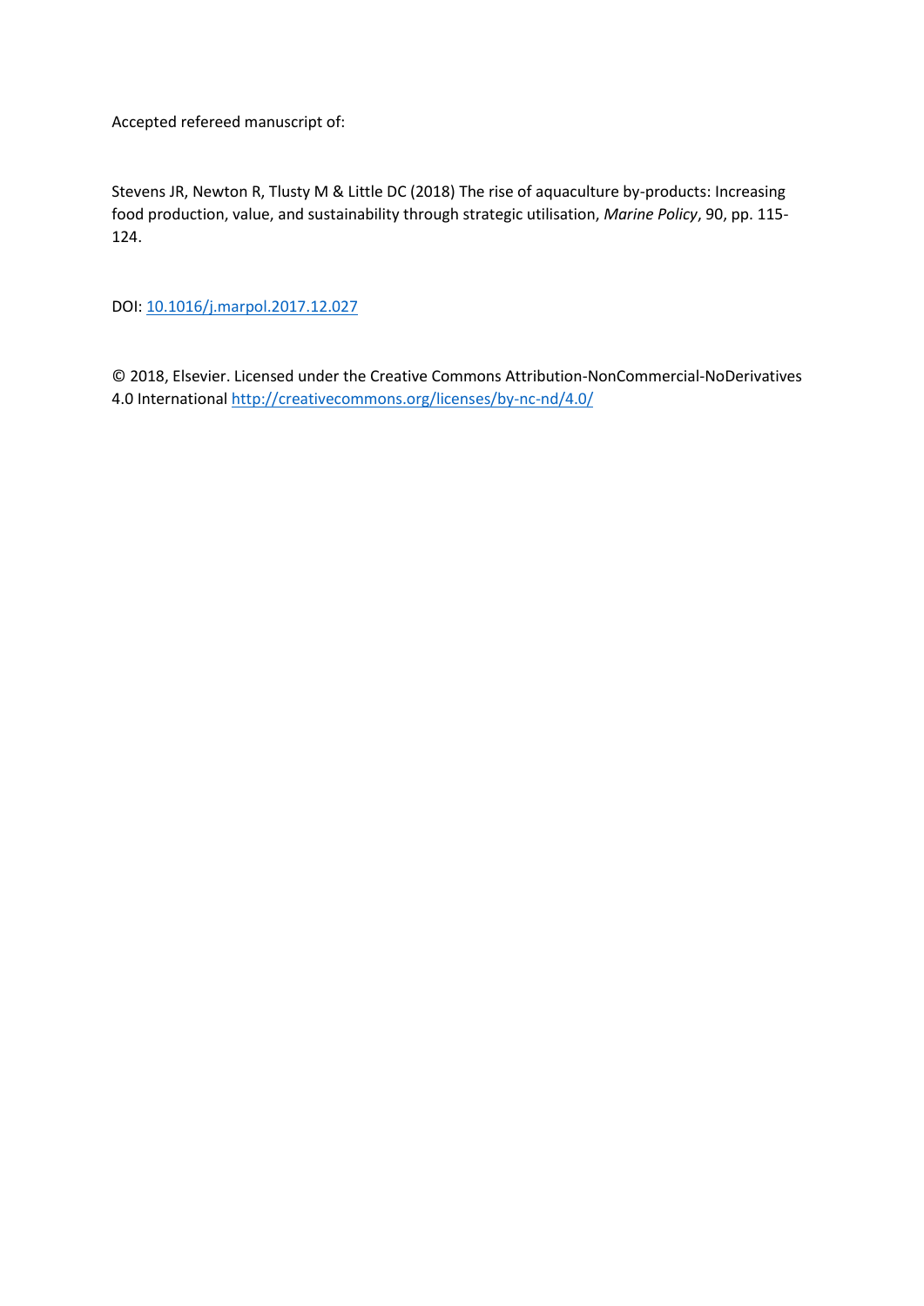Accepted refereed manuscript of:

Stevens JR, Newton R, Tlusty M & Little DC (2018) The rise of aquaculture by-products: Increasing food production, value, and sustainability through strategic utilisation, *Marine Policy*, 90, pp. 115-124.

DOI: [10.1016/j.marpol.2017.12.027](https://doi.org/10.1016/j.marpol.2017.12.027)

© 2018, Elsevier. Licensed under the Creative Commons Attribution-NonCommercial-NoDerivatives 4.0 International [http://creativecommons.org/licenses/by-nc-nd/4.0/](http://creativecommons.org/licenses/by-nc-nd/4.0/)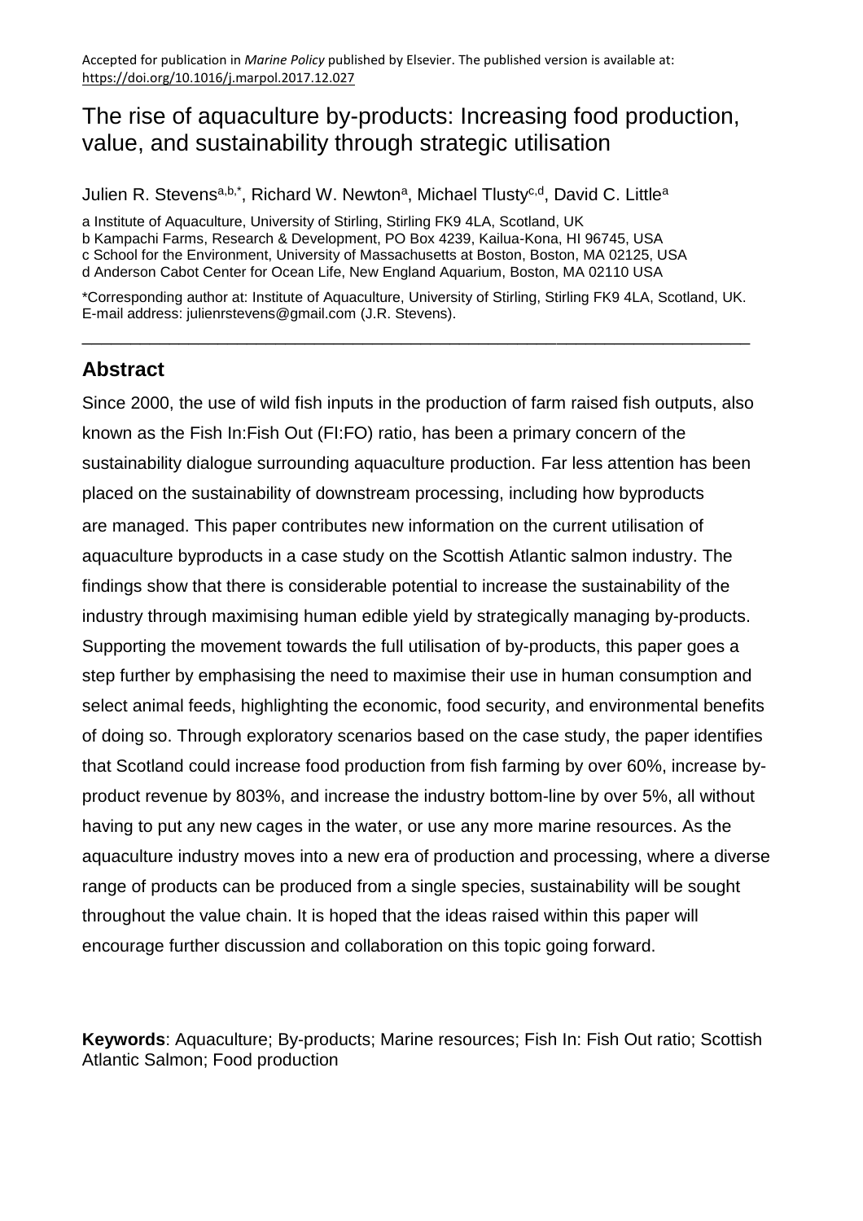Accepted for publication in *Marine Policy* published by Elsevier. The published version is available at: https://doi.org/10.1016/j.marpol.2017.12.027

# The rise of aquaculture by-products: Increasing food production, value, and sustainability through strategic utilisation

Julien R. Stevens[a,b,*], Richard W. Newton[a], Michael Tlusty[c,d], David C. Little[a]

a Institute of Aquaculture, University of Stirling, Stirling FK9 4LA, Scotland, UK
b Kampachi Farms, Research & Development, PO Box 4239, Kailua-Kona, HI 96745, USA
c School for the Environment, University of Massachusetts at Boston, Boston, MA 02125, USA
d Anderson Cabot Center for Ocean Life, New England Aquarium, Boston, MA 02110 USA

*Corresponding author at: Institute of Aquaculture, University of Stirling, Stirling FK9 4LA, Scotland, UK.
E-mail address: julienrstevens@gmail.com (J.R. Stevens).

## Abstract

Since 2000, the use of wild fish inputs in the production of farm raised fish outputs, also known as the Fish In:Fish Out (FI:FO) ratio, has been a primary concern of the sustainability dialogue surrounding aquaculture production. Far less attention has been placed on the sustainability of downstream processing, including how byproducts are managed. This paper contributes new information on the current utilisation of aquaculture byproducts in a case study on the Scottish Atlantic salmon industry. The findings show that there is considerable potential to increase the sustainability of the industry through maximising human edible yield by strategically managing by-products. Supporting the movement towards the full utilisation of by-products, this paper goes a step further by emphasising the need to maximise their use in human consumption and select animal feeds, highlighting the economic, food security, and environmental benefits of doing so. Through exploratory scenarios based on the case study, the paper identifies that Scotland could increase food production from fish farming by over 60%, increase by-product revenue by 803%, and increase the industry bottom-line by over 5%, all without having to put any new cages in the water, or use any more marine resources. As the aquaculture industry moves into a new era of production and processing, where a diverse range of products can be produced from a single species, sustainability will be sought throughout the value chain. It is hoped that the ideas raised within this paper will encourage further discussion and collaboration on this topic going forward.

**Keywords**: Aquaculture; By-products; Marine resources; Fish In: Fish Out ratio; Scottish Atlantic Salmon; Food production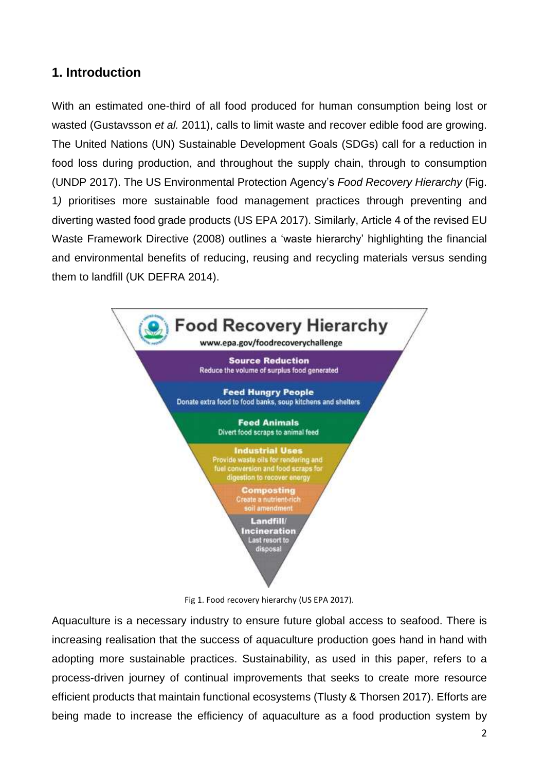## 1. Introduction

With an estimated one-third of all food produced for human consumption being lost or wasted (Gustavsson *et al.* 2011), calls to limit waste and recover edible food are growing. The United Nations (UN) Sustainable Development Goals (SDGs) call for a reduction in food loss during production, and throughout the supply chain, through to consumption (UNDP 2017). The US Environmental Protection Agency's *Food Recovery Hierarchy* (Fig. 1*)* prioritises more sustainable food management practices through preventing and diverting wasted food grade products (US EPA 2017). Similarly, Article 4 of the revised EU Waste Framework Directive (2008) outlines a 'waste hierarchy' highlighting the financial and environmental benefits of reducing, reusing and recycling materials versus sending them to landfill (UK DEFRA 2014).

Fig 1. Food recovery hierarchy (US EPA 2017).

Aquaculture is a necessary industry to ensure future global access to seafood. There is increasing realisation that the success of aquaculture production goes hand in hand with adopting more sustainable practices. Sustainability, as used in this paper, refers to a process-driven journey of continual improvements that seeks to create more resource efficient products that maintain functional ecosystems (Tlusty & Thorsen 2017). Efforts are being made to increase the efficiency of aquaculture as a food production system by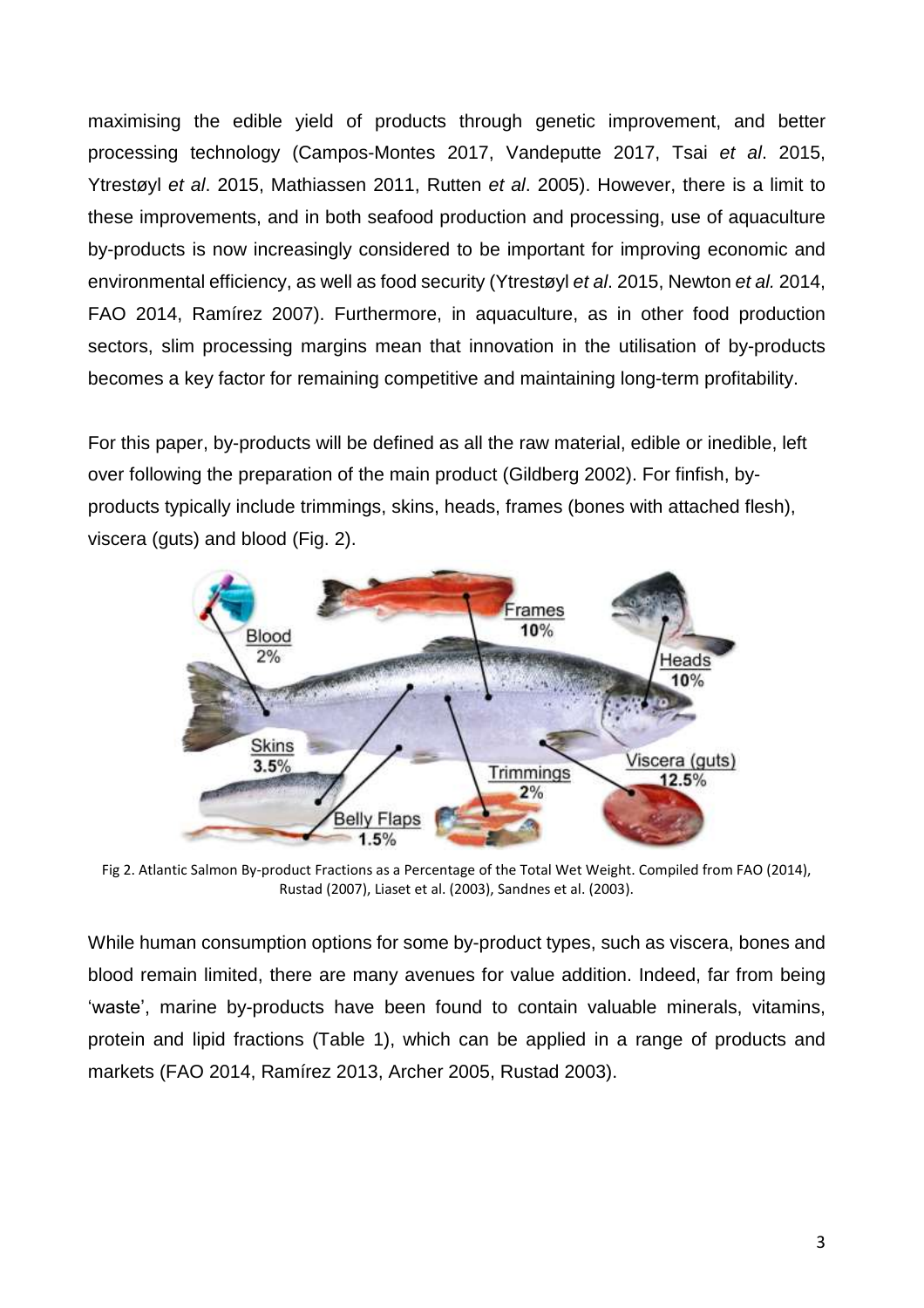maximising the edible yield of products through genetic improvement, and better processing technology (Campos-Montes 2017, Vandeputte 2017, Tsai *et al*. 2015, Ytrestøyl *et al*. 2015, Mathiassen 2011, Rutten *et al*. 2005). However, there is a limit to these improvements, and in both seafood production and processing, use of aquaculture by-products is now increasingly considered to be important for improving economic and environmental efficiency, as well as food security (Ytrestøyl *et al*. 2015, Newton *et al.* 2014, FAO 2014, Ramírez 2007). Furthermore, in aquaculture, as in other food production sectors, slim processing margins mean that innovation in the utilisation of by-products becomes a key factor for remaining competitive and maintaining long-term profitability.

For this paper, by-products will be defined as all the raw material, edible or inedible, left over following the preparation of the main product (Gildberg 2002). For finfish, by-products typically include trimmings, skins, heads, frames (bones with attached flesh), viscera (guts) and blood (Fig. 2).

Fig 2. Atlantic Salmon By-product Fractions as a Percentage of the Total Wet Weight. Compiled from FAO (2014), Rustad (2007), Liaset et al. (2003), Sandnes et al. (2003).

While human consumption options for some by-product types, such as viscera, bones and blood remain limited, there are many avenues for value addition. Indeed, far from being 'waste', marine by-products have been found to contain valuable minerals, vitamins, protein and lipid fractions (Table 1), which can be applied in a range of products and markets (FAO 2014, Ramírez 2013, Archer 2005, Rustad 2003).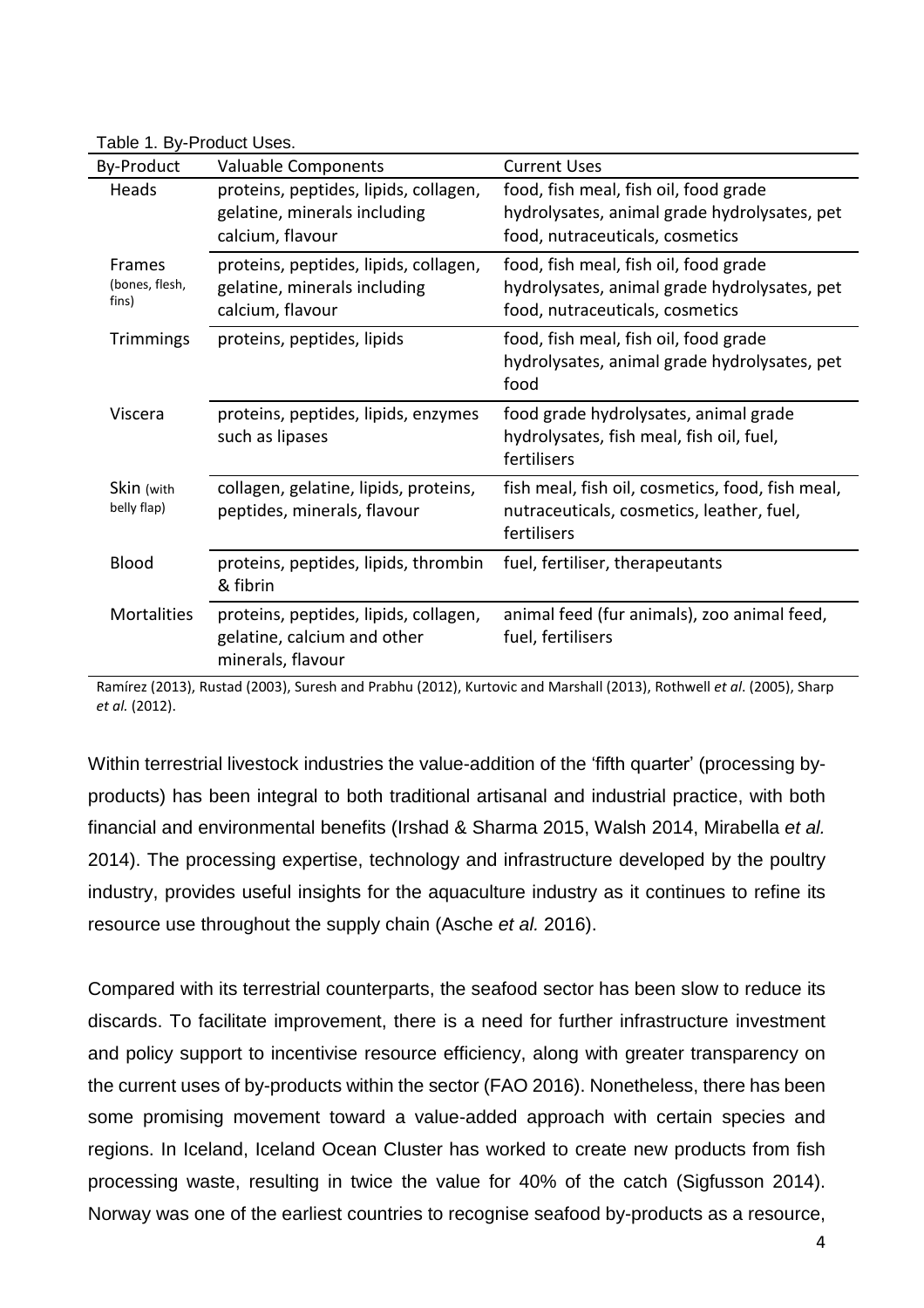Table 1. By-Product Uses.

| By-Product | Valuable Components | Current Uses |
|---|---|---|
| Heads | proteins, peptides, lipids, collagen, gelatine, minerals including calcium, flavour | food, fish meal, fish oil, food grade hydrolysates, animal grade hydrolysates, pet food, nutraceuticals, cosmetics |
| Frames (bones, flesh, fins) | proteins, peptides, lipids, collagen, gelatine, minerals including calcium, flavour | food, fish meal, fish oil, food grade hydrolysates, animal grade hydrolysates, pet food, nutraceuticals, cosmetics |
| Trimmings | proteins, peptides, lipids | food, fish meal, fish oil, food grade hydrolysates, animal grade hydrolysates, pet food |
| Viscera | proteins, peptides, lipids, enzymes such as lipases | food grade hydrolysates, animal grade hydrolysates, fish meal, fish oil, fuel, fertilisers |
| Skin (with belly flap) | collagen, gelatine, lipids, proteins, peptides, minerals, flavour | fish meal, fish oil, cosmetics, food, fish meal, nutraceuticals, cosmetics, leather, fuel, fertilisers |
| Blood | proteins, peptides, lipids, thrombin & fibrin | fuel, fertiliser, therapeutants |
| Mortalities | proteins, peptides, lipids, collagen, gelatine, calcium and other minerals, flavour | animal feed (fur animals), zoo animal feed, fuel, fertilisers |

Ramírez (2013), Rustad (2003), Suresh and Prabhu (2012), Kurtovic and Marshall (2013), Rothwell *et al*. (2005), Sharp *et al.* (2012).

Within terrestrial livestock industries the value-addition of the 'fifth quarter' (processing by-products) has been integral to both traditional artisanal and industrial practice, with both financial and environmental benefits (Irshad & Sharma 2015, Walsh 2014, Mirabella *et al.* 2014). The processing expertise, technology and infrastructure developed by the poultry industry, provides useful insights for the aquaculture industry as it continues to refine its resource use throughout the supply chain (Asche *et al.* 2016).

Compared with its terrestrial counterparts, the seafood sector has been slow to reduce its discards. To facilitate improvement, there is a need for further infrastructure investment and policy support to incentivise resource efficiency, along with greater transparency on the current uses of by-products within the sector (FAO 2016). Nonetheless, there has been some promising movement toward a value-added approach with certain species and regions. In Iceland, Iceland Ocean Cluster has worked to create new products from fish processing waste, resulting in twice the value for 40% of the catch (Sigfusson 2014). Norway was one of the earliest countries to recognise seafood by-products as a resource,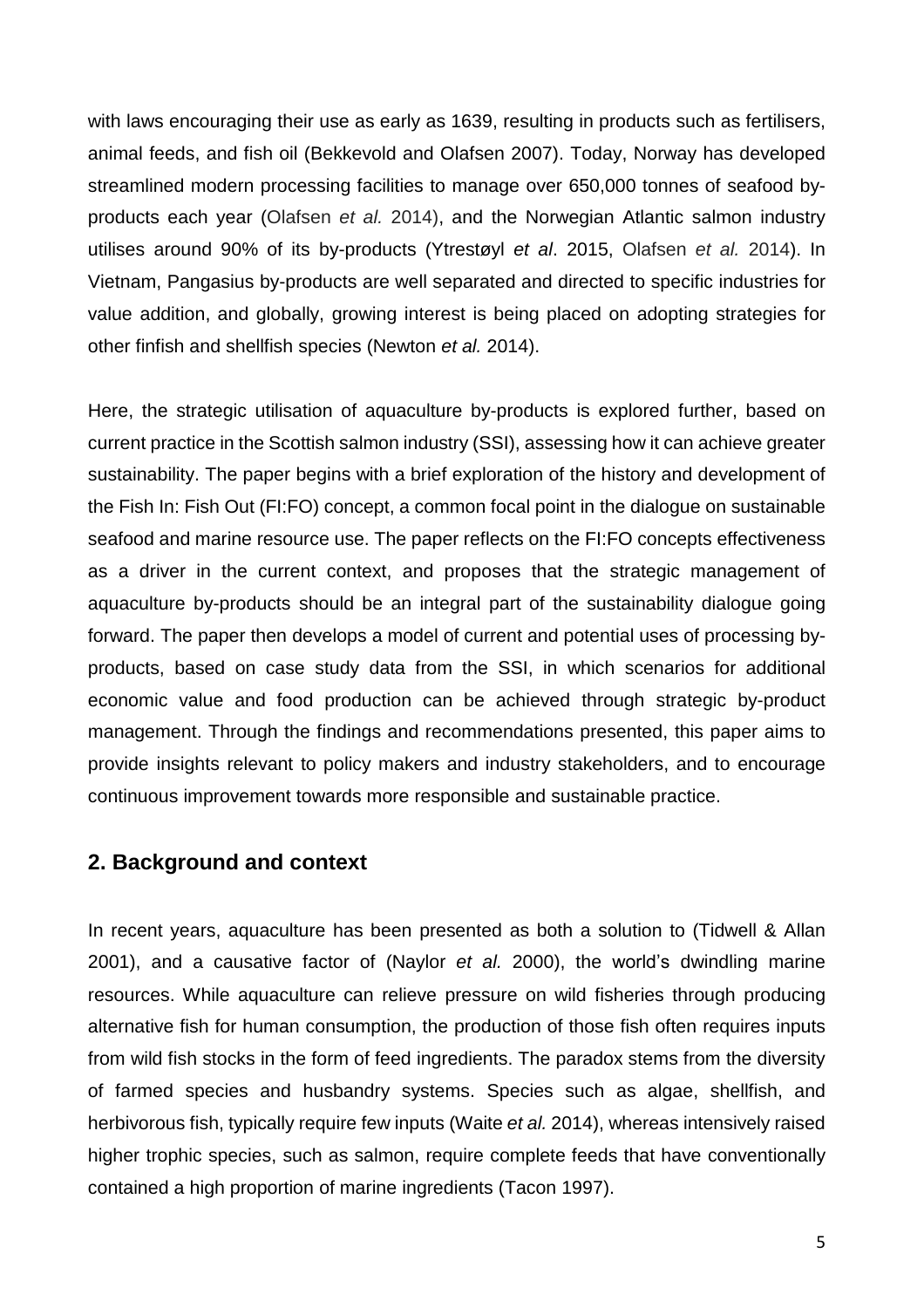with laws encouraging their use as early as 1639, resulting in products such as fertilisers, animal feeds, and fish oil (Bekkevold and Olafsen 2007). Today, Norway has developed streamlined modern processing facilities to manage over 650,000 tonnes of seafood by-products each year (Olafsen *et al.* 2014), and the Norwegian Atlantic salmon industry utilises around 90% of its by-products (Ytrestøyl *et al*. 2015, Olafsen *et al.* 2014). In Vietnam, Pangasius by-products are well separated and directed to specific industries for value addition, and globally, growing interest is being placed on adopting strategies for other finfish and shellfish species (Newton *et al.* 2014).

Here, the strategic utilisation of aquaculture by-products is explored further, based on current practice in the Scottish salmon industry (SSI), assessing how it can achieve greater sustainability. The paper begins with a brief exploration of the history and development of the Fish In: Fish Out (FI:FO) concept, a common focal point in the dialogue on sustainable seafood and marine resource use. The paper reflects on the FI:FO concepts effectiveness as a driver in the current context, and proposes that the strategic management of aquaculture by-products should be an integral part of the sustainability dialogue going forward. The paper then develops a model of current and potential uses of processing by-products, based on case study data from the SSI, in which scenarios for additional economic value and food production can be achieved through strategic by-product management. Through the findings and recommendations presented, this paper aims to provide insights relevant to policy makers and industry stakeholders, and to encourage continuous improvement towards more responsible and sustainable practice.

## 2. Background and context

In recent years, aquaculture has been presented as both a solution to (Tidwell & Allan 2001), and a causative factor of (Naylor *et al.* 2000), the world's dwindling marine resources. While aquaculture can relieve pressure on wild fisheries through producing alternative fish for human consumption, the production of those fish often requires inputs from wild fish stocks in the form of feed ingredients. The paradox stems from the diversity of farmed species and husbandry systems. Species such as algae, shellfish, and herbivorous fish, typically require few inputs (Waite *et al.* 2014), whereas intensively raised higher trophic species, such as salmon, require complete feeds that have conventionally contained a high proportion of marine ingredients (Tacon 1997).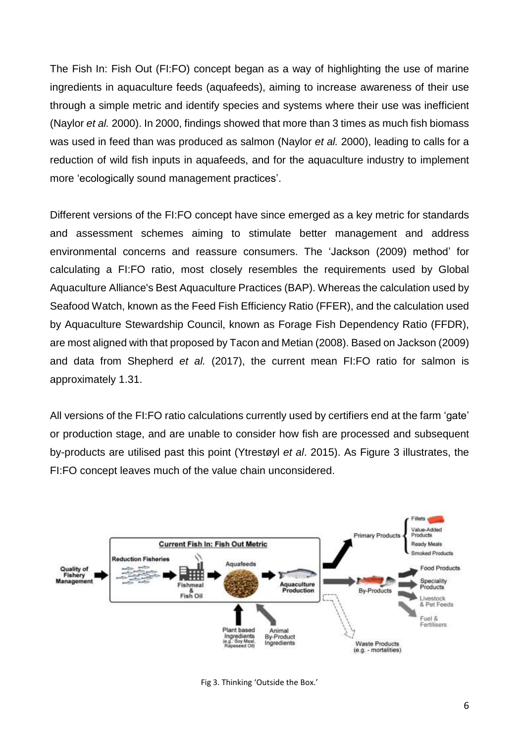The Fish In: Fish Out (FI:FO) concept began as a way of highlighting the use of marine ingredients in aquaculture feeds (aquafeeds), aiming to increase awareness of their use through a simple metric and identify species and systems where their use was inefficient (Naylor *et al.* 2000). In 2000, findings showed that more than 3 times as much fish biomass was used in feed than was produced as salmon (Naylor *et al.* 2000), leading to calls for a reduction of wild fish inputs in aquafeeds, and for the aquaculture industry to implement more 'ecologically sound management practices'.

Different versions of the FI:FO concept have since emerged as a key metric for standards and assessment schemes aiming to stimulate better management and address environmental concerns and reassure consumers. The 'Jackson (2009) method' for calculating a FI:FO ratio, most closely resembles the requirements used by Global Aquaculture Alliance's Best Aquaculture Practices (BAP). Whereas the calculation used by Seafood Watch, known as the Feed Fish Efficiency Ratio (FFER), and the calculation used by Aquaculture Stewardship Council, known as Forage Fish Dependency Ratio (FFDR), are most aligned with that proposed by Tacon and Metian (2008). Based on Jackson (2009) and data from Shepherd *et al.* (2017), the current mean FI:FO ratio for salmon is approximately 1.31.

All versions of the FI:FO ratio calculations currently used by certifiers end at the farm 'gate' or production stage, and are unable to consider how fish are processed and subsequent by-products are utilised past this point (Ytrestøyl *et al*. 2015). As Figure 3 illustrates, the FI:FO concept leaves much of the value chain unconsidered.

Fig 3. Thinking 'Outside the Box.'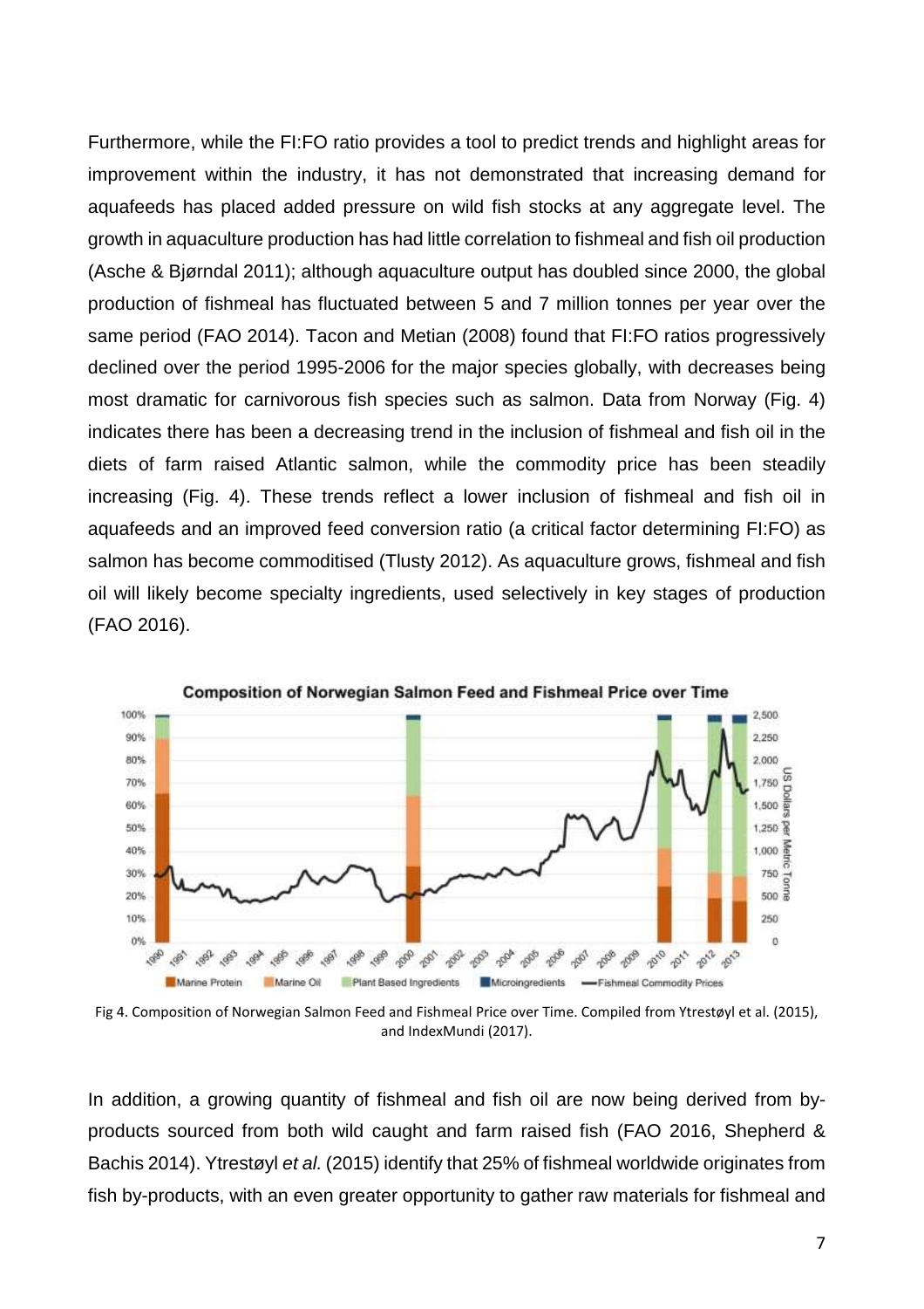Furthermore, while the FI:FO ratio provides a tool to predict trends and highlight areas for improvement within the industry, it has not demonstrated that increasing demand for aquafeeds has placed added pressure on wild fish stocks at any aggregate level. The growth in aquaculture production has had little correlation to fishmeal and fish oil production (Asche & Bjørndal 2011); although aquaculture output has doubled since 2000, the global production of fishmeal has fluctuated between 5 and 7 million tonnes per year over the same period (FAO 2014). Tacon and Metian (2008) found that FI:FO ratios progressively declined over the period 1995-2006 for the major species globally, with decreases being most dramatic for carnivorous fish species such as salmon. Data from Norway (Fig. 4) indicates there has been a decreasing trend in the inclusion of fishmeal and fish oil in the diets of farm raised Atlantic salmon, while the commodity price has been steadily increasing (Fig. 4). These trends reflect a lower inclusion of fishmeal and fish oil in aquafeeds and an improved feed conversion ratio (a critical factor determining FI:FO) as salmon has become commoditised (Tlusty 2012). As aquaculture grows, fishmeal and fish oil will likely become specialty ingredients, used selectively in key stages of production (FAO 2016).

Fig 4. Composition of Norwegian Salmon Feed and Fishmeal Price over Time. Compiled from Ytrestøyl et al. (2015), and IndexMundi (2017).

In addition, a growing quantity of fishmeal and fish oil are now being derived from by-products sourced from both wild caught and farm raised fish (FAO 2016, Shepherd & Bachis 2014). Ytrestøyl *et al.* (2015) identify that 25% of fishmeal worldwide originates from fish by-products, with an even greater opportunity to gather raw materials for fishmeal and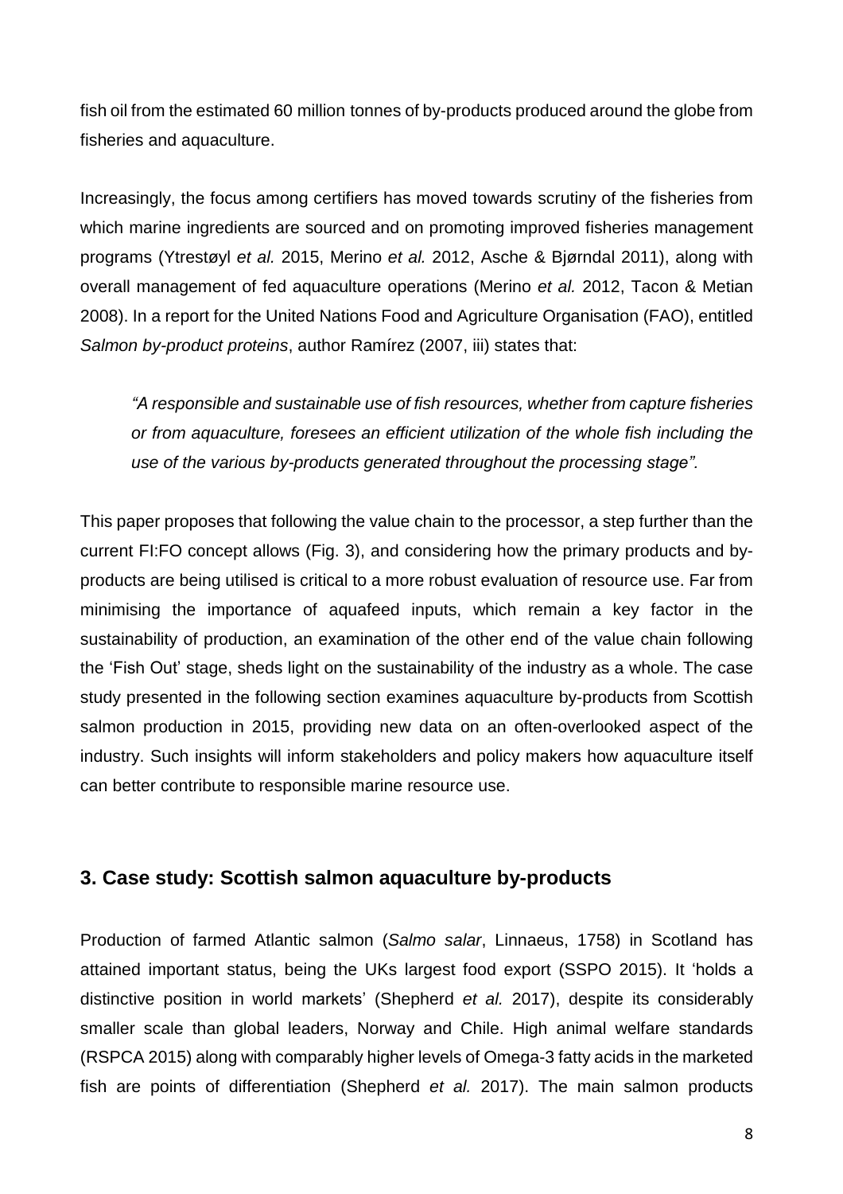fish oil from the estimated 60 million tonnes of by-products produced around the globe from fisheries and aquaculture.

Increasingly, the focus among certifiers has moved towards scrutiny of the fisheries from which marine ingredients are sourced and on promoting improved fisheries management programs (Ytrestøyl *et al.* 2015, Merino *et al.* 2012, Asche & Bjørndal 2011), along with overall management of fed aquaculture operations (Merino *et al.* 2012, Tacon & Metian 2008). In a report for the United Nations Food and Agriculture Organisation (FAO), entitled *Salmon by-product proteins*, author Ramírez (2007, iii) states that:

> *"A responsible and sustainable use of fish resources, whether from capture fisheries or from aquaculture, foresees an efficient utilization of the whole fish including the use of the various by-products generated throughout the processing stage".*

This paper proposes that following the value chain to the processor, a step further than the current FI:FO concept allows (Fig. 3), and considering how the primary products and by-products are being utilised is critical to a more robust evaluation of resource use. Far from minimising the importance of aquafeed inputs, which remain a key factor in the sustainability of production, an examination of the other end of the value chain following the 'Fish Out' stage, sheds light on the sustainability of the industry as a whole. The case study presented in the following section examines aquaculture by-products from Scottish salmon production in 2015, providing new data on an often-overlooked aspect of the industry. Such insights will inform stakeholders and policy makers how aquaculture itself can better contribute to responsible marine resource use.

## 3. Case study: Scottish salmon aquaculture by-products

Production of farmed Atlantic salmon (*Salmo salar*, Linnaeus, 1758) in Scotland has attained important status, being the UKs largest food export (SSPO 2015). It 'holds a distinctive position in world markets' (Shepherd *et al.* 2017), despite its considerably smaller scale than global leaders, Norway and Chile. High animal welfare standards (RSPCA 2015) along with comparably higher levels of Omega-3 fatty acids in the marketed fish are points of differentiation (Shepherd *et al.* 2017). The main salmon products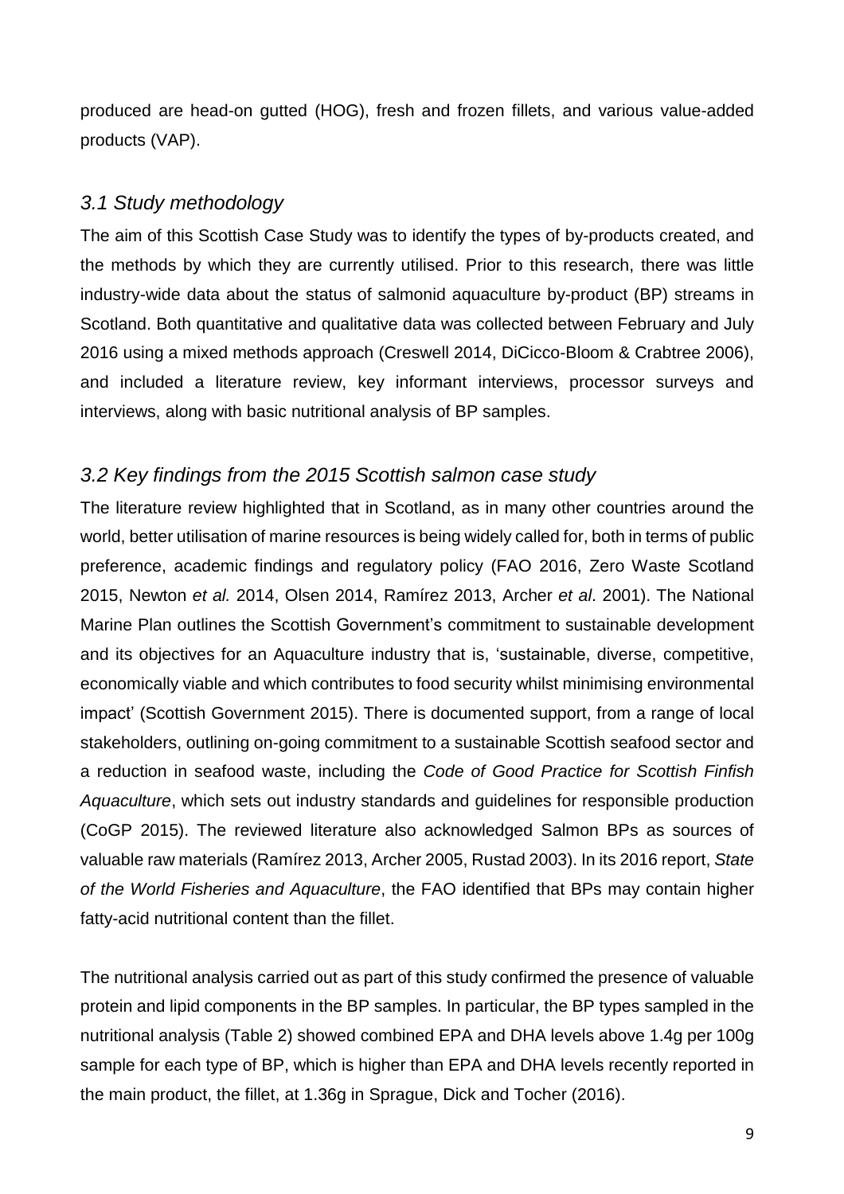produced are head-on gutted (HOG), fresh and frozen fillets, and various value-added products (VAP).

### *3.1 Study methodology*

The aim of this Scottish Case Study was to identify the types of by-products created, and the methods by which they are currently utilised. Prior to this research, there was little industry-wide data about the status of salmonid aquaculture by-product (BP) streams in Scotland. Both quantitative and qualitative data was collected between February and July 2016 using a mixed methods approach (Creswell 2014, DiCicco-Bloom & Crabtree 2006), and included a literature review, key informant interviews, processor surveys and interviews, along with basic nutritional analysis of BP samples.

### *3.2 Key findings from the 2015 Scottish salmon case study*

The literature review highlighted that in Scotland, as in many other countries around the world, better utilisation of marine resources is being widely called for, both in terms of public preference, academic findings and regulatory policy (FAO 2016, Zero Waste Scotland 2015, Newton *et al.* 2014, Olsen 2014, Ramírez 2013, Archer *et al*. 2001). The National Marine Plan outlines the Scottish Government's commitment to sustainable development and its objectives for an Aquaculture industry that is, 'sustainable, diverse, competitive, economically viable and which contributes to food security whilst minimising environmental impact' (Scottish Government 2015). There is documented support, from a range of local stakeholders, outlining on-going commitment to a sustainable Scottish seafood sector and a reduction in seafood waste, including the *Code of Good Practice for Scottish Finfish Aquaculture*, which sets out industry standards and guidelines for responsible production (CoGP 2015). The reviewed literature also acknowledged Salmon BPs as sources of valuable raw materials (Ramírez 2013, Archer 2005, Rustad 2003). In its 2016 report, *State of the World Fisheries and Aquaculture*, the FAO identified that BPs may contain higher fatty-acid nutritional content than the fillet.

The nutritional analysis carried out as part of this study confirmed the presence of valuable protein and lipid components in the BP samples. In particular, the BP types sampled in the nutritional analysis (Table 2) showed combined EPA and DHA levels above 1.4g per 100g sample for each type of BP, which is higher than EPA and DHA levels recently reported in the main product, the fillet, at 1.36g in Sprague, Dick and Tocher (2016).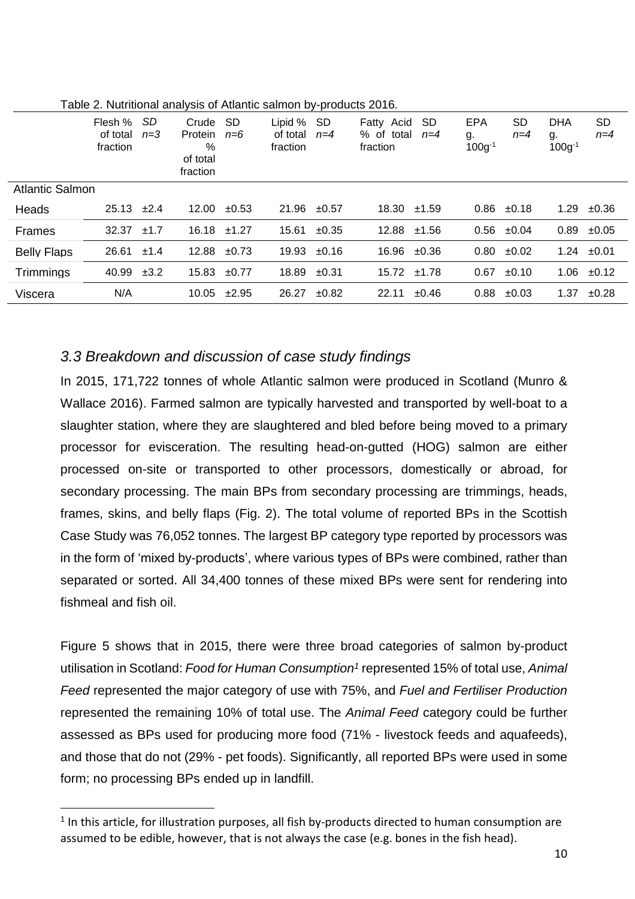Table 2. Nutritional analysis of Atlantic salmon by-products 2016.

| | Flesh % of total fraction | SD *n=3* | Crude Protein % of total fraction | SD *n=6* | Lipid % of total fraction | SD *n=4* | Fatty Acid % of total fraction | SD *n=4* | EPA g. $100g^{-1}$ | SD *n=4* | DHA g. $100g^{-1}$ | SD *n=4* |
|---|---|---|---|---|---|---|---|---|---|---|---|---|
| Atlantic Salmon | | | | | | | | | | | | |
| Heads | 25.13 | ±2.4 | 12.00 | ±0.53 | 21.96 | ±0.57 | 18.30 | ±1.59 | 0.86 | ±0.18 | 1.29 | ±0.36 |
| Frames | 32.37 | ±1.7 | 16.18 | ±1.27 | 15.61 | ±0.35 | 12.88 | ±1.56 | 0.56 | ±0.04 | 0.89 | ±0.05 |
| Belly Flaps | 26.61 | ±1.4 | 12.88 | ±0.73 | 19.93 | ±0.16 | 16.96 | ±0.36 | 0.80 | ±0.02 | 1.24 | ±0.01 |
| Trimmings | 40.99 | ±3.2 | 15.83 | ±0.77 | 18.89 | ±0.31 | 15.72 | ±1.78 | 0.67 | ±0.10 | 1.06 | ±0.12 |
| Viscera | N/A | | 10.05 | ±2.95 | 26.27 | ±0.82 | 22.11 | ±0.46 | 0.88 | ±0.03 | 1.37 | ±0.28 |

### *3.3 Breakdown and discussion of case study findings*

In 2015, 171,722 tonnes of whole Atlantic salmon were produced in Scotland (Munro & Wallace 2016). Farmed salmon are typically harvested and transported by well-boat to a slaughter station, where they are slaughtered and bled before being moved to a primary processor for evisceration. The resulting head-on-gutted (HOG) salmon are either processed on-site or transported to other processors, domestically or abroad, for secondary processing. The main BPs from secondary processing are trimmings, heads, frames, skins, and belly flaps (Fig. 2). The total volume of reported BPs in the Scottish Case Study was 76,052 tonnes. The largest BP category type reported by processors was in the form of 'mixed by-products', where various types of BPs were combined, rather than separated or sorted. All 34,400 tonnes of these mixed BPs were sent for rendering into fishmeal and fish oil.

Figure 5 shows that in 2015, there were three broad categories of salmon by-product utilisation in Scotland: *Food for Human Consumption*[1] represented 15% of total use, *Animal Feed* represented the major category of use with 75%, and *Fuel and Fertiliser Production* represented the remaining 10% of total use. The *Animal Feed* category could be further assessed as BPs used for producing more food (71% - livestock feeds and aquafeeds), and those that do not (29% - pet foods). Significantly, all reported BPs were used in some form; no processing BPs ended up in landfill.

[1] In this article, for illustration purposes, all fish by-products directed to human consumption are assumed to be edible, however, that is not always the case (e.g. bones in the fish head).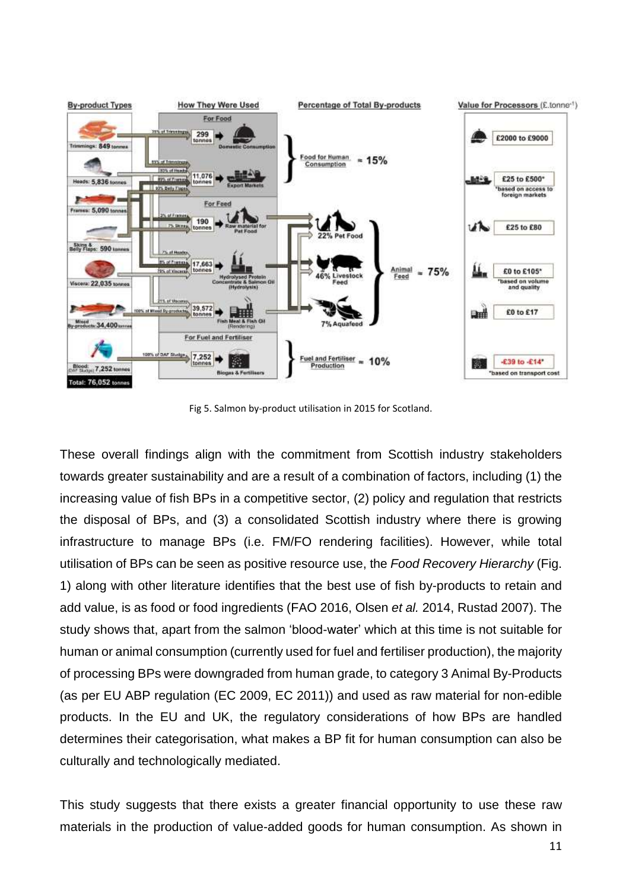Fig 5. Salmon by-product utilisation in 2015 for Scotland.

These overall findings align with the commitment from Scottish industry stakeholders towards greater sustainability and are a result of a combination of factors, including (1) the increasing value of fish BPs in a competitive sector, (2) policy and regulation that restricts the disposal of BPs, and (3) a consolidated Scottish industry where there is growing infrastructure to manage BPs (i.e. FM/FO rendering facilities). However, while total utilisation of BPs can be seen as positive resource use, the *Food Recovery Hierarchy* (Fig. 1) along with other literature identifies that the best use of fish by-products to retain and add value, is as food or food ingredients (FAO 2016, Olsen *et al.* 2014, Rustad 2007). The study shows that, apart from the salmon 'blood-water' which at this time is not suitable for human or animal consumption (currently used for fuel and fertiliser production), the majority of processing BPs were downgraded from human grade, to category 3 Animal By-Products (as per EU ABP regulation (EC 2009, EC 2011)) and used as raw material for non-edible products. In the EU and UK, the regulatory considerations of how BPs are handled determines their categorisation, what makes a BP fit for human consumption can also be culturally and technologically mediated.

This study suggests that there exists a greater financial opportunity to use these raw materials in the production of value-added goods for human consumption. As shown in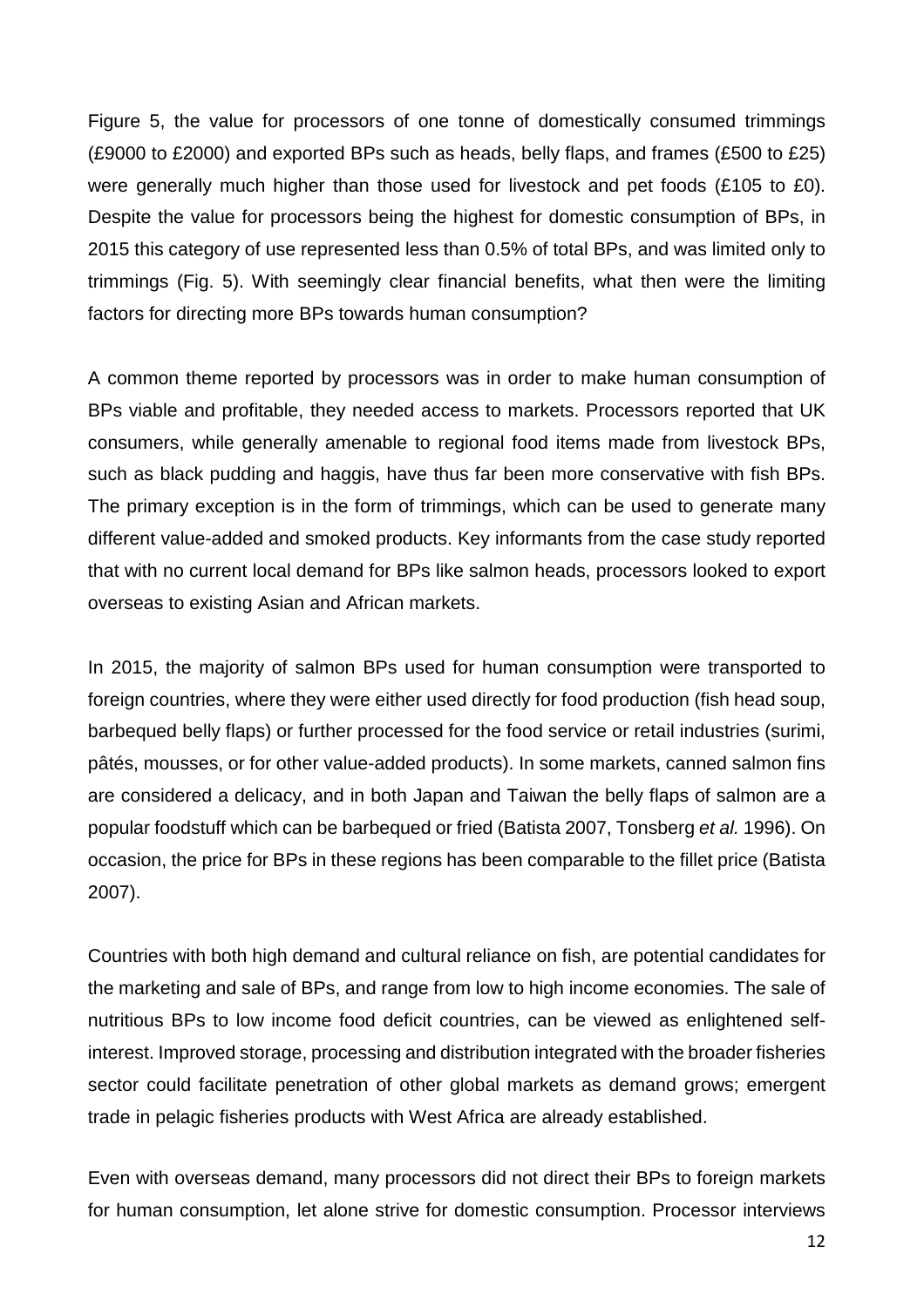Figure 5, the value for processors of one tonne of domestically consumed trimmings (£9000 to £2000) and exported BPs such as heads, belly flaps, and frames (£500 to £25) were generally much higher than those used for livestock and pet foods (£105 to £0). Despite the value for processors being the highest for domestic consumption of BPs, in 2015 this category of use represented less than 0.5% of total BPs, and was limited only to trimmings (Fig. 5). With seemingly clear financial benefits, what then were the limiting factors for directing more BPs towards human consumption?

A common theme reported by processors was in order to make human consumption of BPs viable and profitable, they needed access to markets. Processors reported that UK consumers, while generally amenable to regional food items made from livestock BPs, such as black pudding and haggis, have thus far been more conservative with fish BPs. The primary exception is in the form of trimmings, which can be used to generate many different value-added and smoked products. Key informants from the case study reported that with no current local demand for BPs like salmon heads, processors looked to export overseas to existing Asian and African markets.

In 2015, the majority of salmon BPs used for human consumption were transported to foreign countries, where they were either used directly for food production (fish head soup, barbequed belly flaps) or further processed for the food service or retail industries (surimi, pâtés, mousses, or for other value-added products). In some markets, canned salmon fins are considered a delicacy, and in both Japan and Taiwan the belly flaps of salmon are a popular foodstuff which can be barbequed or fried (Batista 2007, Tonsberg *et al.* 1996). On occasion, the price for BPs in these regions has been comparable to the fillet price (Batista 2007).

Countries with both high demand and cultural reliance on fish, are potential candidates for the marketing and sale of BPs, and range from low to high income economies. The sale of nutritious BPs to low income food deficit countries, can be viewed as enlightened self-interest. Improved storage, processing and distribution integrated with the broader fisheries sector could facilitate penetration of other global markets as demand grows; emergent trade in pelagic fisheries products with West Africa are already established.

Even with overseas demand, many processors did not direct their BPs to foreign markets for human consumption, let alone strive for domestic consumption. Processor interviews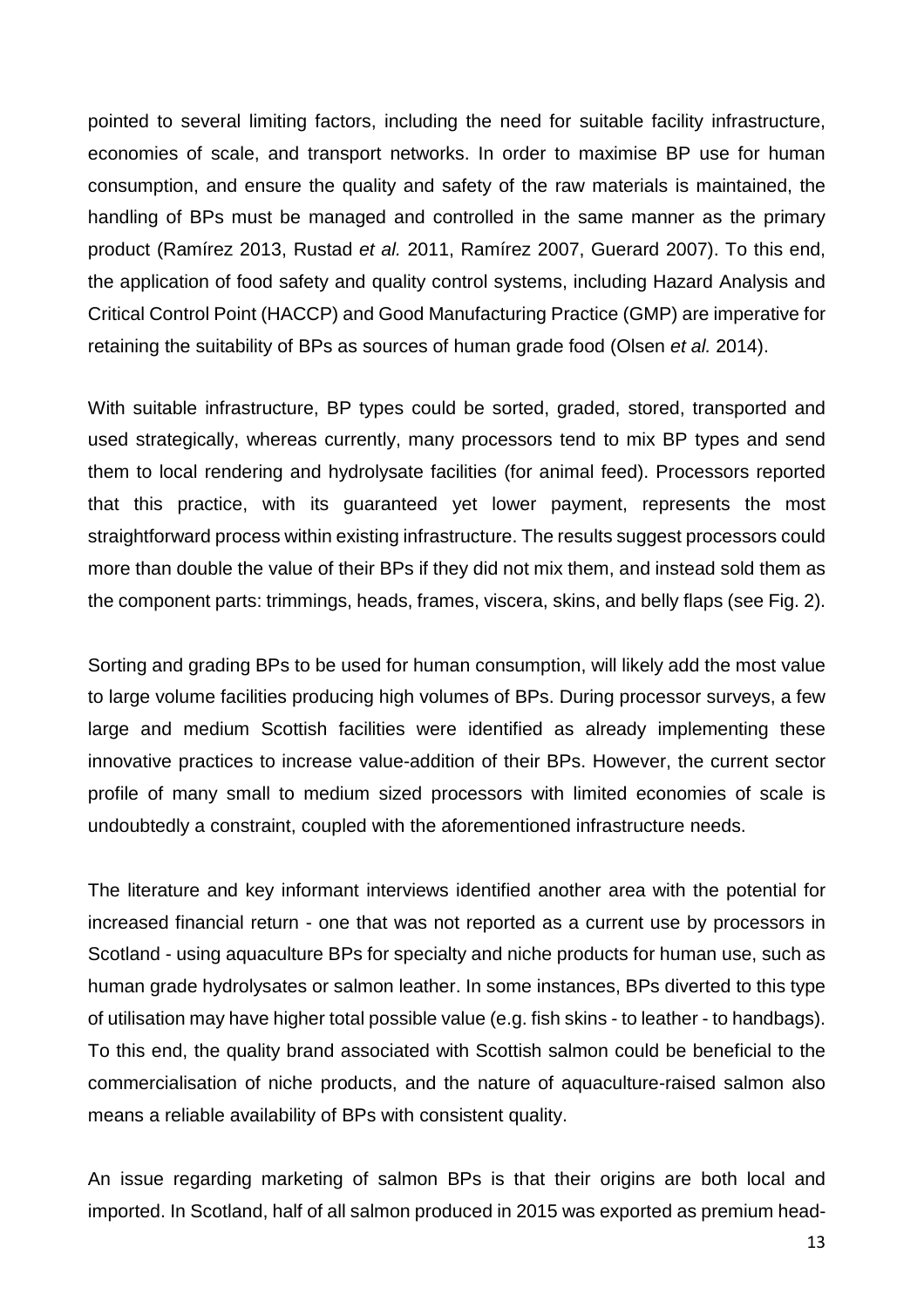pointed to several limiting factors, including the need for suitable facility infrastructure, economies of scale, and transport networks. In order to maximise BP use for human consumption, and ensure the quality and safety of the raw materials is maintained, the handling of BPs must be managed and controlled in the same manner as the primary product (Ramírez 2013, Rustad *et al.* 2011, Ramírez 2007, Guerard 2007). To this end, the application of food safety and quality control systems, including Hazard Analysis and Critical Control Point (HACCP) and Good Manufacturing Practice (GMP) are imperative for retaining the suitability of BPs as sources of human grade food (Olsen *et al.* 2014).

With suitable infrastructure, BP types could be sorted, graded, stored, transported and used strategically, whereas currently, many processors tend to mix BP types and send them to local rendering and hydrolysate facilities (for animal feed). Processors reported that this practice, with its guaranteed yet lower payment, represents the most straightforward process within existing infrastructure. The results suggest processors could more than double the value of their BPs if they did not mix them, and instead sold them as the component parts: trimmings, heads, frames, viscera, skins, and belly flaps (see Fig. 2).

Sorting and grading BPs to be used for human consumption, will likely add the most value to large volume facilities producing high volumes of BPs. During processor surveys, a few large and medium Scottish facilities were identified as already implementing these innovative practices to increase value-addition of their BPs. However, the current sector profile of many small to medium sized processors with limited economies of scale is undoubtedly a constraint, coupled with the aforementioned infrastructure needs.

The literature and key informant interviews identified another area with the potential for increased financial return - one that was not reported as a current use by processors in Scotland - using aquaculture BPs for specialty and niche products for human use, such as human grade hydrolysates or salmon leather. In some instances, BPs diverted to this type of utilisation may have higher total possible value (e.g. fish skins - to leather - to handbags). To this end, the quality brand associated with Scottish salmon could be beneficial to the commercialisation of niche products, and the nature of aquaculture-raised salmon also means a reliable availability of BPs with consistent quality.

An issue regarding marketing of salmon BPs is that their origins are both local and imported. In Scotland, half of all salmon produced in 2015 was exported as premium head-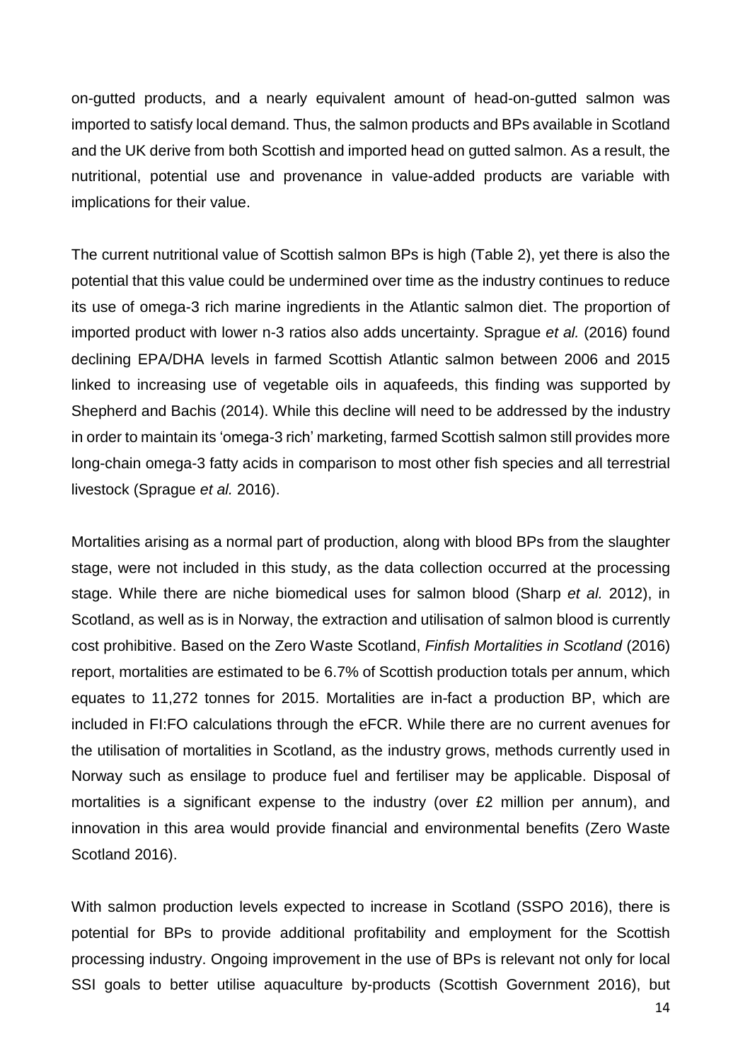on-gutted products, and a nearly equivalent amount of head-on-gutted salmon was imported to satisfy local demand. Thus, the salmon products and BPs available in Scotland and the UK derive from both Scottish and imported head on gutted salmon. As a result, the nutritional, potential use and provenance in value-added products are variable with implications for their value.

The current nutritional value of Scottish salmon BPs is high (Table 2), yet there is also the potential that this value could be undermined over time as the industry continues to reduce its use of omega-3 rich marine ingredients in the Atlantic salmon diet. The proportion of imported product with lower n-3 ratios also adds uncertainty. Sprague *et al.* (2016) found declining EPA/DHA levels in farmed Scottish Atlantic salmon between 2006 and 2015 linked to increasing use of vegetable oils in aquafeeds, this finding was supported by Shepherd and Bachis (2014). While this decline will need to be addressed by the industry in order to maintain its 'omega-3 rich' marketing, farmed Scottish salmon still provides more long-chain omega-3 fatty acids in comparison to most other fish species and all terrestrial livestock (Sprague *et al.* 2016).

Mortalities arising as a normal part of production, along with blood BPs from the slaughter stage, were not included in this study, as the data collection occurred at the processing stage. While there are niche biomedical uses for salmon blood (Sharp *et al.* 2012), in Scotland, as well as is in Norway, the extraction and utilisation of salmon blood is currently cost prohibitive. Based on the Zero Waste Scotland, *Finfish Mortalities in Scotland* (2016) report, mortalities are estimated to be 6.7% of Scottish production totals per annum, which equates to 11,272 tonnes for 2015. Mortalities are in-fact a production BP, which are included in FI:FO calculations through the eFCR. While there are no current avenues for the utilisation of mortalities in Scotland, as the industry grows, methods currently used in Norway such as ensilage to produce fuel and fertiliser may be applicable. Disposal of mortalities is a significant expense to the industry (over £2 million per annum), and innovation in this area would provide financial and environmental benefits (Zero Waste Scotland 2016).

With salmon production levels expected to increase in Scotland (SSPO 2016), there is potential for BPs to provide additional profitability and employment for the Scottish processing industry. Ongoing improvement in the use of BPs is relevant not only for local SSI goals to better utilise aquaculture by-products (Scottish Government 2016), but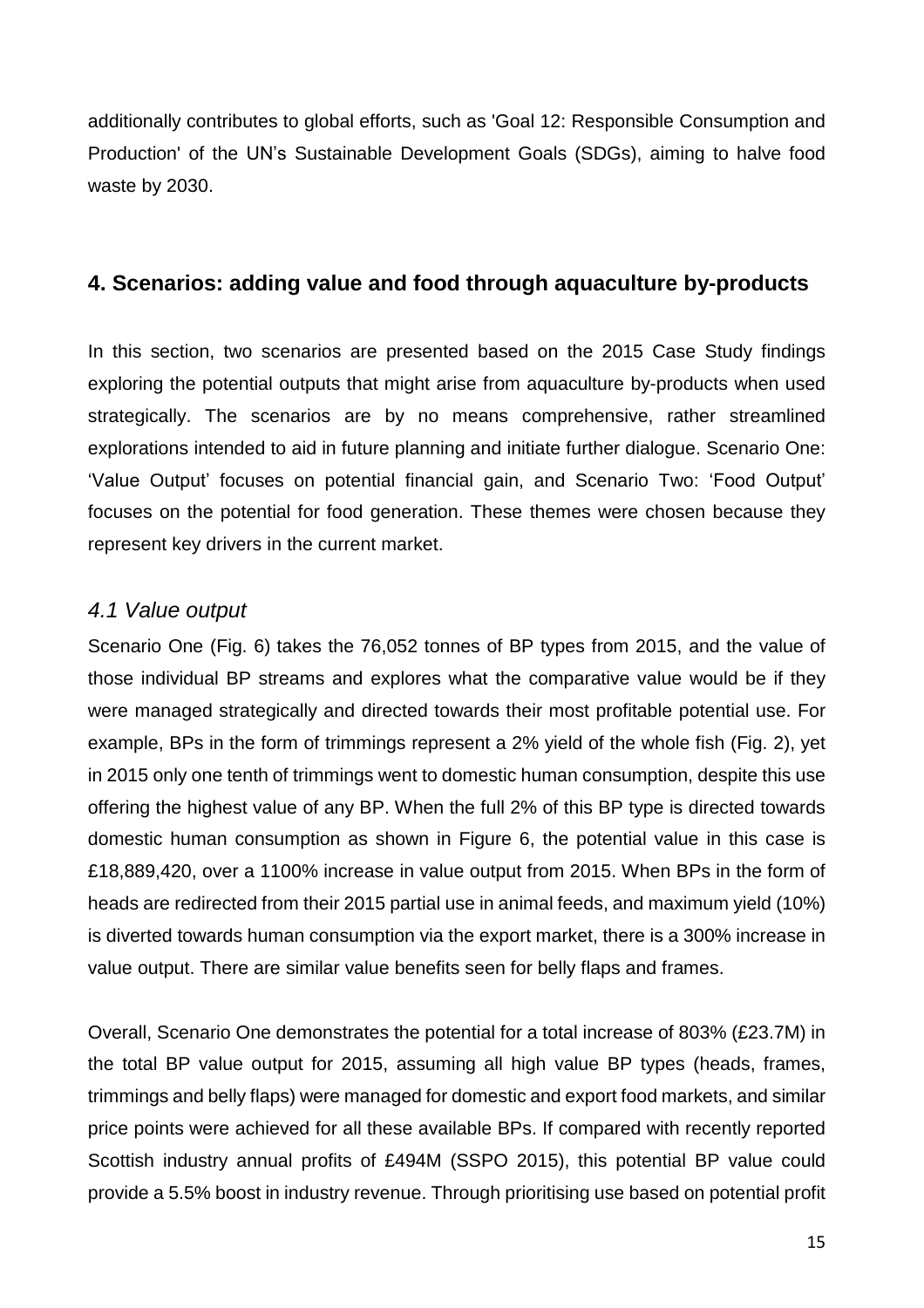additionally contributes to global efforts, such as 'Goal 12: Responsible Consumption and Production' of the UN's Sustainable Development Goals (SDGs), aiming to halve food waste by 2030.

## 4. Scenarios: adding value and food through aquaculture by-products

In this section, two scenarios are presented based on the 2015 Case Study findings exploring the potential outputs that might arise from aquaculture by-products when used strategically. The scenarios are by no means comprehensive, rather streamlined explorations intended to aid in future planning and initiate further dialogue. Scenario One: 'Value Output' focuses on potential financial gain, and Scenario Two: 'Food Output' focuses on the potential for food generation. These themes were chosen because they represent key drivers in the current market.

### *4.1 Value output*

Scenario One (Fig. 6) takes the 76,052 tonnes of BP types from 2015, and the value of those individual BP streams and explores what the comparative value would be if they were managed strategically and directed towards their most profitable potential use. For example, BPs in the form of trimmings represent a 2% yield of the whole fish (Fig. 2), yet in 2015 only one tenth of trimmings went to domestic human consumption, despite this use offering the highest value of any BP. When the full 2% of this BP type is directed towards domestic human consumption as shown in Figure 6, the potential value in this case is £18,889,420, over a 1100% increase in value output from 2015. When BPs in the form of heads are redirected from their 2015 partial use in animal feeds, and maximum yield (10%) is diverted towards human consumption via the export market, there is a 300% increase in value output. There are similar value benefits seen for belly flaps and frames.

Overall, Scenario One demonstrates the potential for a total increase of 803% (£23.7M) in the total BP value output for 2015, assuming all high value BP types (heads, frames, trimmings and belly flaps) were managed for domestic and export food markets, and similar price points were achieved for all these available BPs. If compared with recently reported Scottish industry annual profits of £494M (SSPO 2015), this potential BP value could provide a 5.5% boost in industry revenue. Through prioritising use based on potential profit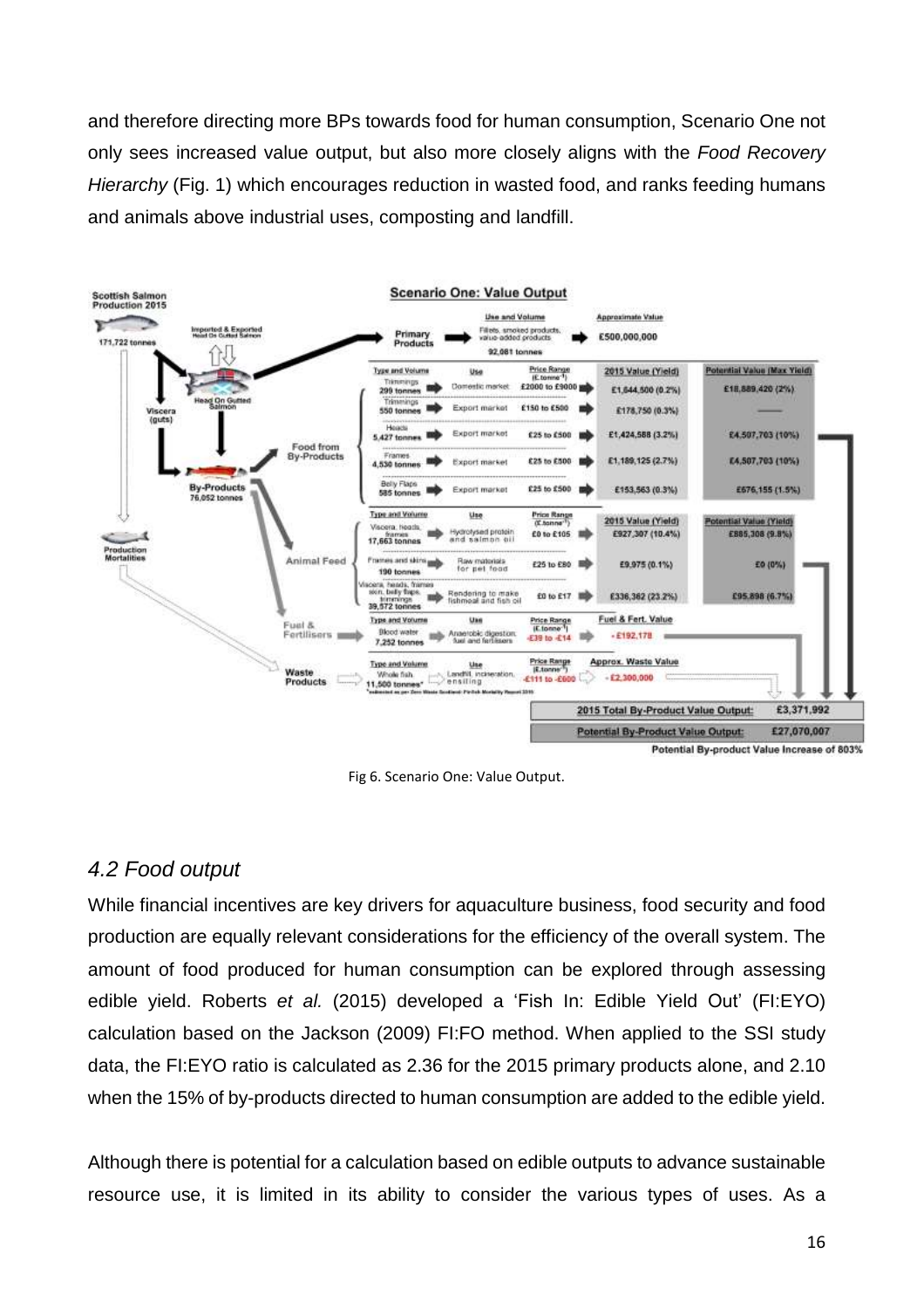and therefore directing more BPs towards food for human consumption, Scenario One not only sees increased value output, but also more closely aligns with the *Food Recovery Hierarchy* (Fig. 1) which encourages reduction in wasted food, and ranks feeding humans and animals above industrial uses, composting and landfill.

Fig 6. Scenario One: Value Output.

## *4.2 Food output*

While financial incentives are key drivers for aquaculture business, food security and food production are equally relevant considerations for the efficiency of the overall system. The amount of food produced for human consumption can be explored through assessing edible yield. Roberts *et al.* (2015) developed a 'Fish In: Edible Yield Out' (FI:EYO) calculation based on the Jackson (2009) FI:FO method. When applied to the SSI study data, the FI:EYO ratio is calculated as 2.36 for the 2015 primary products alone, and 2.10 when the 15% of by-products directed to human consumption are added to the edible yield.

Although there is potential for a calculation based on edible outputs to advance sustainable resource use, it is limited in its ability to consider the various types of uses. As a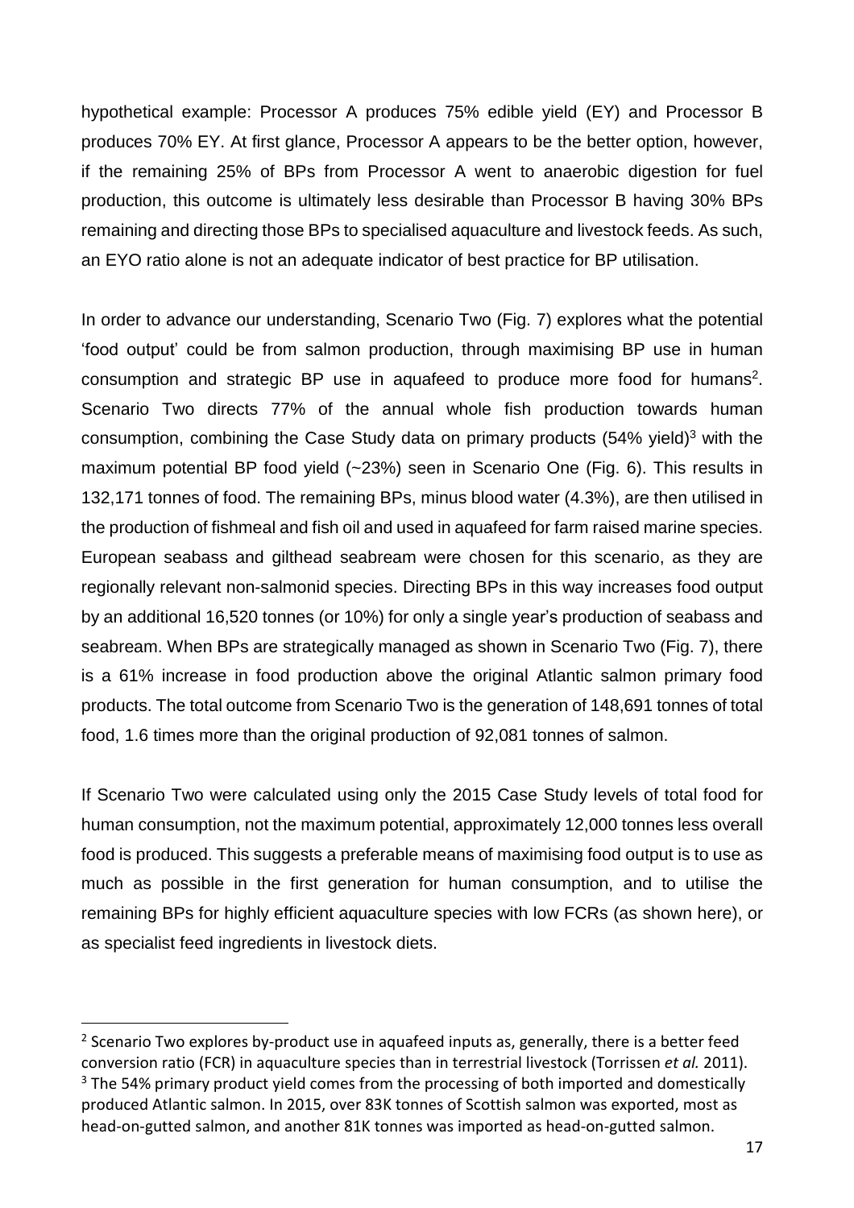hypothetical example: Processor A produces 75% edible yield (EY) and Processor B produces 70% EY. At first glance, Processor A appears to be the better option, however, if the remaining 25% of BPs from Processor A went to anaerobic digestion for fuel production, this outcome is ultimately less desirable than Processor B having 30% BPs remaining and directing those BPs to specialised aquaculture and livestock feeds. As such, an EYO ratio alone is not an adequate indicator of best practice for BP utilisation.

In order to advance our understanding, Scenario Two (Fig. 7) explores what the potential 'food output' could be from salmon production, through maximising BP use in human consumption and strategic BP use in aquafeed to produce more food for humans[2]. Scenario Two directs 77% of the annual whole fish production towards human consumption, combining the Case Study data on primary products (54% yield)[3] with the maximum potential BP food yield (~23%) seen in Scenario One (Fig. 6). This results in 132,171 tonnes of food. The remaining BPs, minus blood water (4.3%), are then utilised in the production of fishmeal and fish oil and used in aquafeed for farm raised marine species. European seabass and gilthead seabream were chosen for this scenario, as they are regionally relevant non-salmonid species. Directing BPs in this way increases food output by an additional 16,520 tonnes (or 10%) for only a single year's production of seabass and seabream. When BPs are strategically managed as shown in Scenario Two (Fig. 7), there is a 61% increase in food production above the original Atlantic salmon primary food products. The total outcome from Scenario Two is the generation of 148,691 tonnes of total food, 1.6 times more than the original production of 92,081 tonnes of salmon.

If Scenario Two were calculated using only the 2015 Case Study levels of total food for human consumption, not the maximum potential, approximately 12,000 tonnes less overall food is produced. This suggests a preferable means of maximising food output is to use as much as possible in the first generation for human consumption, and to utilise the remaining BPs for highly efficient aquaculture species with low FCRs (as shown here), or as specialist feed ingredients in livestock diets.

---

[2] Scenario Two explores by-product use in aquafeed inputs as, generally, there is a better feed conversion ratio (FCR) in aquaculture species than in terrestrial livestock (Torrissen *et al.* 2011).

[3] The 54% primary product yield comes from the processing of both imported and domestically produced Atlantic salmon. In 2015, over 83K tonnes of Scottish salmon was exported, most as head-on-gutted salmon, and another 81K tonnes was imported as head-on-gutted salmon.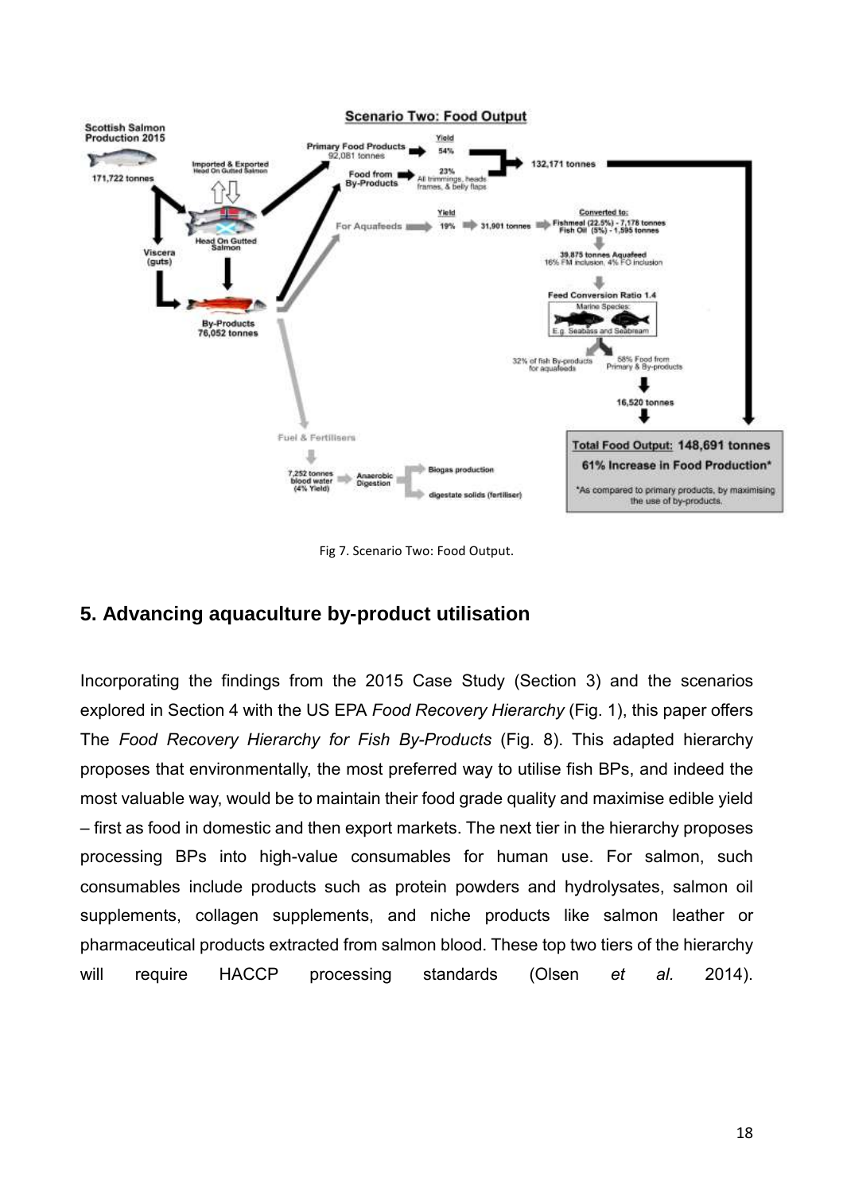Fig 7. Scenario Two: Food Output.

## 5. Advancing aquaculture by-product utilisation

Incorporating the findings from the 2015 Case Study (Section 3) and the scenarios explored in Section 4 with the US EPA *Food Recovery Hierarchy* (Fig. 1), this paper offers The *Food Recovery Hierarchy for Fish By-Products* (Fig. 8). This adapted hierarchy proposes that environmentally, the most preferred way to utilise fish BPs, and indeed the most valuable way, would be to maintain their food grade quality and maximise edible yield – first as food in domestic and then export markets. The next tier in the hierarchy proposes processing BPs into high-value consumables for human use. For salmon, such consumables include products such as protein powders and hydrolysates, salmon oil supplements, collagen supplements, and niche products like salmon leather or pharmaceutical products extracted from salmon blood. These top two tiers of the hierarchy will require HACCP processing standards (Olsen *et al.* 2014).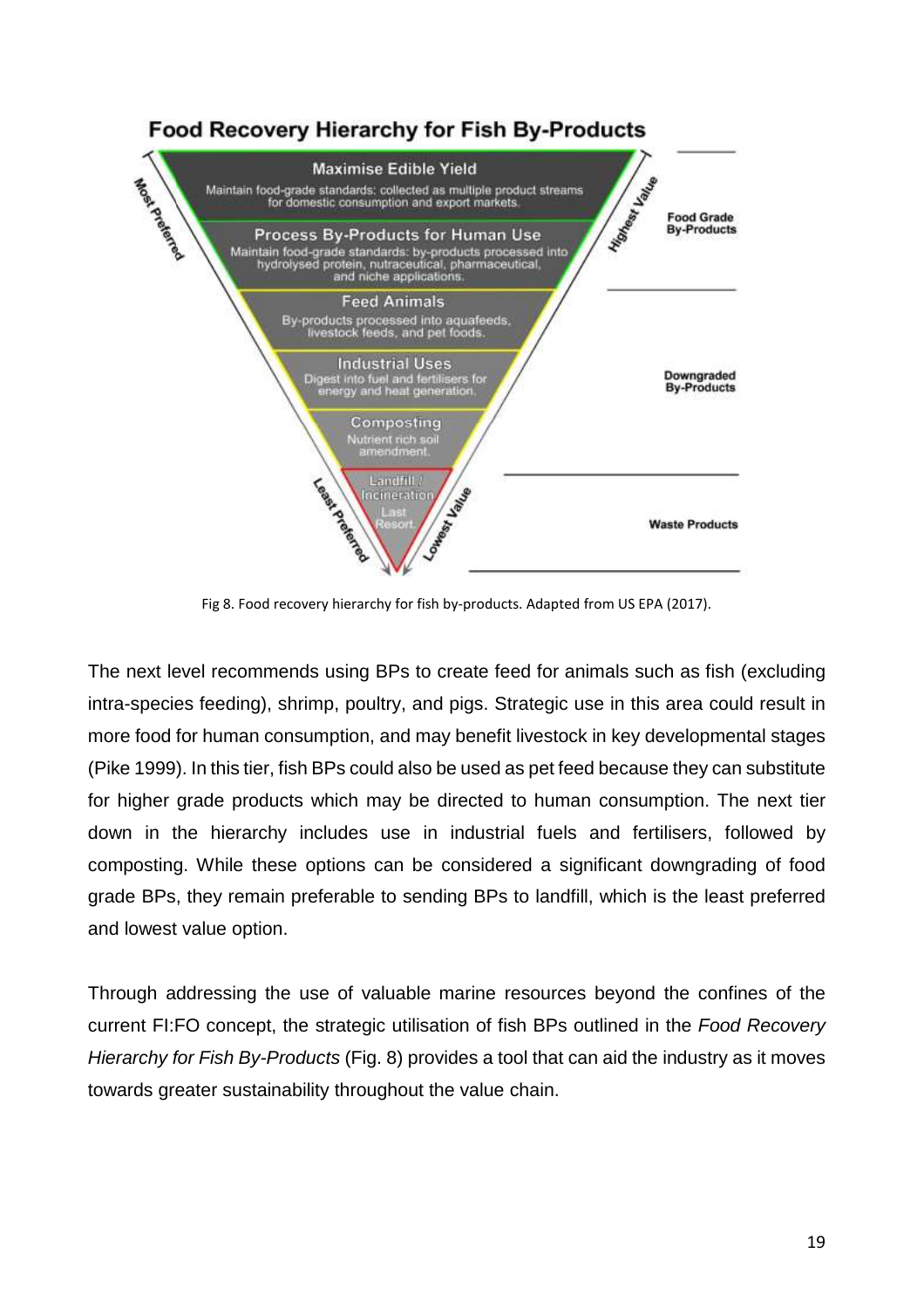**Food Recovery Hierarchy for Fish By-Products**

Most Preferred / Highest Value

**Maximise Edible Yield**
Maintain food-grade standards: collected as multiple product streams for domestic consumption and export markets.

**Process By-Products for Human Use**
Maintain food-grade standards: by-products processed into hydrolysed protein, nutraceutical, pharmaceutical, and niche applications.

*Food Grade By-Products*

**Feed Animals**
By-products processed into aquafeeds, livestock feeds, and pet foods.

**Industrial Uses**
Digest into fuel and fertilisers for energy and heat generation.

**Composting**
Nutrient rich soil amendment.

*Downgraded By-Products*

**Landfill / Incineration**
Last Resort.

*Waste Products*

Least Preferred / Lowest Value

Fig 8. Food recovery hierarchy for fish by-products. Adapted from US EPA (2017).

The next level recommends using BPs to create feed for animals such as fish (excluding intra-species feeding), shrimp, poultry, and pigs. Strategic use in this area could result in more food for human consumption, and may benefit livestock in key developmental stages (Pike 1999). In this tier, fish BPs could also be used as pet feed because they can substitute for higher grade products which may be directed to human consumption. The next tier down in the hierarchy includes use in industrial fuels and fertilisers, followed by composting. While these options can be considered a significant downgrading of food grade BPs, they remain preferable to sending BPs to landfill, which is the least preferred and lowest value option.

Through addressing the use of valuable marine resources beyond the confines of the current FI:FO concept, the strategic utilisation of fish BPs outlined in the *Food Recovery Hierarchy for Fish By-Products* (Fig. 8) provides a tool that can aid the industry as it moves towards greater sustainability throughout the value chain.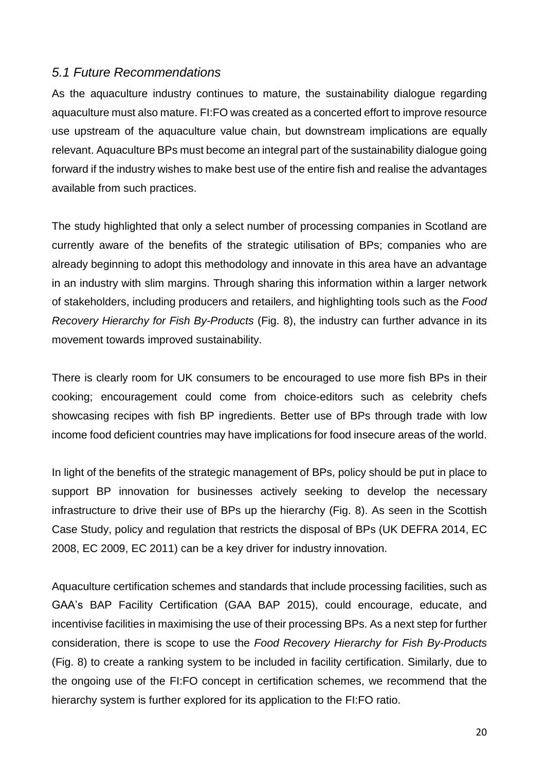## *5.1 Future Recommendations*

As the aquaculture industry continues to mature, the sustainability dialogue regarding aquaculture must also mature. FI:FO was created as a concerted effort to improve resource use upstream of the aquaculture value chain, but downstream implications are equally relevant. Aquaculture BPs must become an integral part of the sustainability dialogue going forward if the industry wishes to make best use of the entire fish and realise the advantages available from such practices.

The study highlighted that only a select number of processing companies in Scotland are currently aware of the benefits of the strategic utilisation of BPs; companies who are already beginning to adopt this methodology and innovate in this area have an advantage in an industry with slim margins. Through sharing this information within a larger network of stakeholders, including producers and retailers, and highlighting tools such as the *Food Recovery Hierarchy for Fish By-Products* (Fig. 8), the industry can further advance in its movement towards improved sustainability.

There is clearly room for UK consumers to be encouraged to use more fish BPs in their cooking; encouragement could come from choice-editors such as celebrity chefs showcasing recipes with fish BP ingredients. Better use of BPs through trade with low income food deficient countries may have implications for food insecure areas of the world.

In light of the benefits of the strategic management of BPs, policy should be put in place to support BP innovation for businesses actively seeking to develop the necessary infrastructure to drive their use of BPs up the hierarchy (Fig. 8). As seen in the Scottish Case Study, policy and regulation that restricts the disposal of BPs (UK DEFRA 2014, EC 2008, EC 2009, EC 2011) can be a key driver for industry innovation.

Aquaculture certification schemes and standards that include processing facilities, such as GAA's BAP Facility Certification (GAA BAP 2015), could encourage, educate, and incentivise facilities in maximising the use of their processing BPs. As a next step for further consideration, there is scope to use the *Food Recovery Hierarchy for Fish By-Products* (Fig. 8) to create a ranking system to be included in facility certification. Similarly, due to the ongoing use of the FI:FO concept in certification schemes, we recommend that the hierarchy system is further explored for its application to the FI:FO ratio.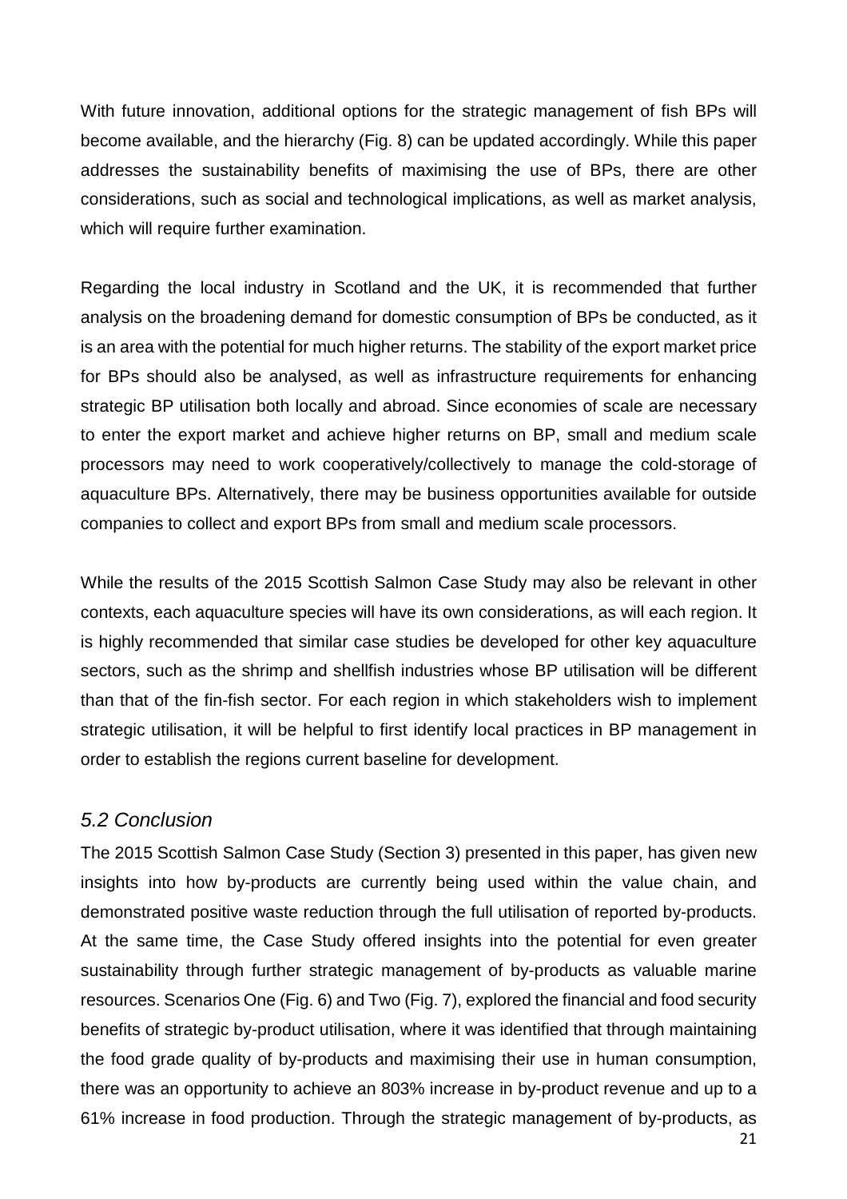With future innovation, additional options for the strategic management of fish BPs will become available, and the hierarchy (Fig. 8) can be updated accordingly. While this paper addresses the sustainability benefits of maximising the use of BPs, there are other considerations, such as social and technological implications, as well as market analysis, which will require further examination.

Regarding the local industry in Scotland and the UK, it is recommended that further analysis on the broadening demand for domestic consumption of BPs be conducted, as it is an area with the potential for much higher returns. The stability of the export market price for BPs should also be analysed, as well as infrastructure requirements for enhancing strategic BP utilisation both locally and abroad. Since economies of scale are necessary to enter the export market and achieve higher returns on BP, small and medium scale processors may need to work cooperatively/collectively to manage the cold-storage of aquaculture BPs. Alternatively, there may be business opportunities available for outside companies to collect and export BPs from small and medium scale processors.

While the results of the 2015 Scottish Salmon Case Study may also be relevant in other contexts, each aquaculture species will have its own considerations, as will each region. It is highly recommended that similar case studies be developed for other key aquaculture sectors, such as the shrimp and shellfish industries whose BP utilisation will be different than that of the fin-fish sector. For each region in which stakeholders wish to implement strategic utilisation, it will be helpful to first identify local practices in BP management in order to establish the regions current baseline for development.

### *5.2 Conclusion*

The 2015 Scottish Salmon Case Study (Section 3) presented in this paper, has given new insights into how by-products are currently being used within the value chain, and demonstrated positive waste reduction through the full utilisation of reported by-products. At the same time, the Case Study offered insights into the potential for even greater sustainability through further strategic management of by-products as valuable marine resources. Scenarios One (Fig. 6) and Two (Fig. 7), explored the financial and food security benefits of strategic by-product utilisation, where it was identified that through maintaining the food grade quality of by-products and maximising their use in human consumption, there was an opportunity to achieve an 803% increase in by-product revenue and up to a 61% increase in food production. Through the strategic management of by-products, as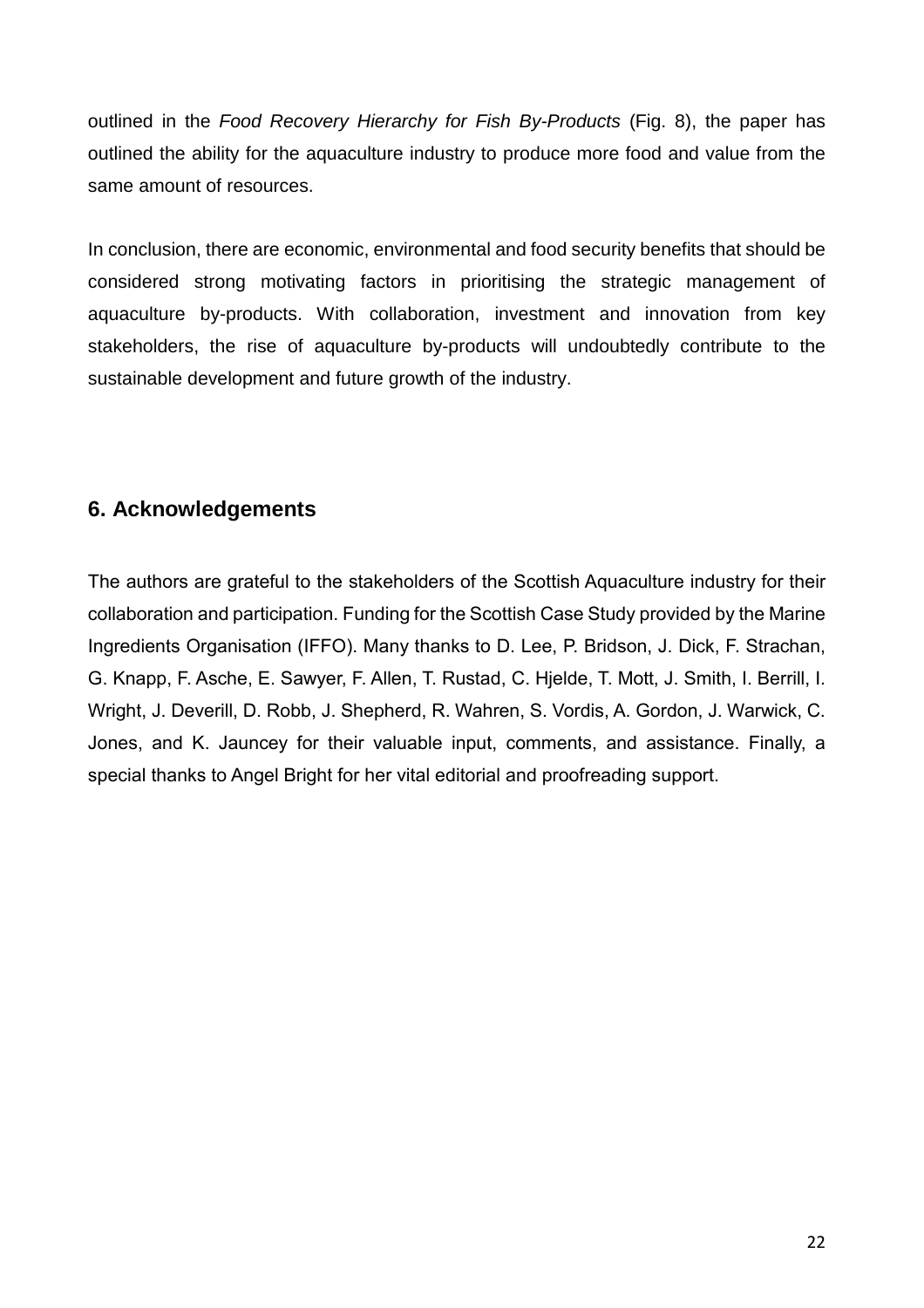outlined in the *Food Recovery Hierarchy for Fish By-Products* (Fig. 8), the paper has outlined the ability for the aquaculture industry to produce more food and value from the same amount of resources.

In conclusion, there are economic, environmental and food security benefits that should be considered strong motivating factors in prioritising the strategic management of aquaculture by-products. With collaboration, investment and innovation from key stakeholders, the rise of aquaculture by-products will undoubtedly contribute to the sustainable development and future growth of the industry.

## 6. Acknowledgements

The authors are grateful to the stakeholders of the Scottish Aquaculture industry for their collaboration and participation. Funding for the Scottish Case Study provided by the Marine Ingredients Organisation (IFFO). Many thanks to D. Lee, P. Bridson, J. Dick, F. Strachan, G. Knapp, F. Asche, E. Sawyer, F. Allen, T. Rustad, C. Hjelde, T. Mott, J. Smith, I. Berrill, I. Wright, J. Deverill, D. Robb, J. Shepherd, R. Wahren, S. Vordis, A. Gordon, J. Warwick, C. Jones, and K. Jauncey for their valuable input, comments, and assistance. Finally, a special thanks to Angel Bright for her vital editorial and proofreading support.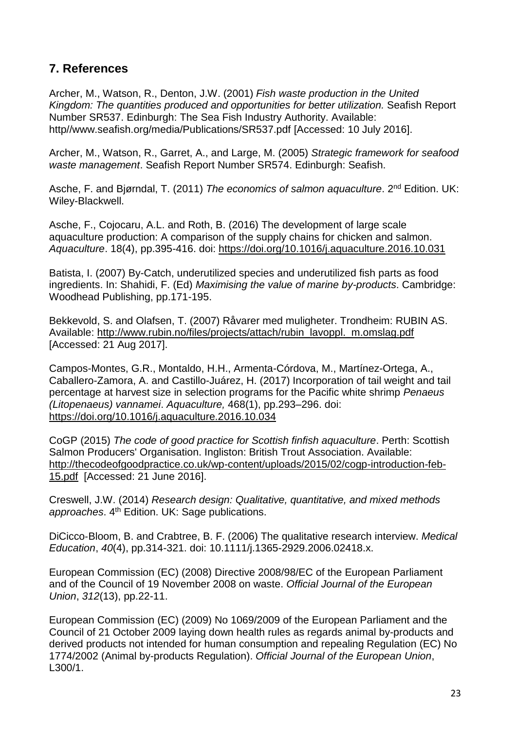## 7. References

Archer, M., Watson, R., Denton, J.W. (2001) *Fish waste production in the United Kingdom: The quantities produced and opportunities for better utilization.* Seafish Report Number SR537. Edinburgh: The Sea Fish Industry Authority. Available: http//www.seafish.org/media/Publications/SR537.pdf [Accessed: 10 July 2016].

Archer, M., Watson, R., Garret, A., and Large, M. (2005) *Strategic framework for seafood waste management*. Seafish Report Number SR574. Edinburgh: Seafish.

Asche, F. and Bjørndal, T. (2011) *The economics of salmon aquaculture*. 2nd Edition. UK: Wiley-Blackwell.

Asche, F., Cojocaru, A.L. and Roth, B. (2016) The development of large scale aquaculture production: A comparison of the supply chains for chicken and salmon. *Aquaculture*. 18(4), pp.395-416. doi: https://doi.org/10.1016/j.aquaculture.2016.10.031

Batista, I. (2007) By-Catch, underutilized species and underutilized fish parts as food ingredients. In: Shahidi, F. (Ed) *Maximising the value of marine by-products*. Cambridge: Woodhead Publishing, pp.171-195.

Bekkevold, S. and Olafsen, T. (2007) Råvarer med muligheter. Trondheim: RUBIN AS. Available: http://www.rubin.no/files/projects/attach/rubin_lavoppl._m.omslag.pdf [Accessed: 21 Aug 2017].

Campos-Montes, G.R., Montaldo, H.H., Armenta-Córdova, M., Martínez-Ortega, A., Caballero-Zamora, A. and Castillo-Juárez, H. (2017) Incorporation of tail weight and tail percentage at harvest size in selection programs for the Pacific white shrimp *Penaeus (Litopenaeus) vannamei*. *Aquaculture,* 468(1), pp.293–296. doi: https://doi.org/10.1016/j.aquaculture.2016.10.034

CoGP (2015) *The code of good practice for Scottish finfish aquaculture*. Perth: Scottish Salmon Producers' Organisation. Ingliston: British Trout Association. Available: http://thecodeofgoodpractice.co.uk/wp-content/uploads/2015/02/cogp-introduction-feb-15.pdf [Accessed: 21 June 2016].

Creswell, J.W. (2014) *Research design: Qualitative, quantitative, and mixed methods approaches*. 4th Edition. UK: Sage publications.

DiCicco-Bloom, B. and Crabtree, B. F. (2006) The qualitative research interview. *Medical Education*, *40*(4), pp.314-321. doi: 10.1111/j.1365-2929.2006.02418.x.

European Commission (EC) (2008) Directive 2008/98/EC of the European Parliament and of the Council of 19 November 2008 on waste. *Official Journal of the European Union*, *312*(13), pp.22-11.

European Commission (EC) (2009) No 1069/2009 of the European Parliament and the Council of 21 October 2009 laying down health rules as regards animal by-products and derived products not intended for human consumption and repealing Regulation (EC) No 1774/2002 (Animal by-products Regulation). *Official Journal of the European Union*, L300/1.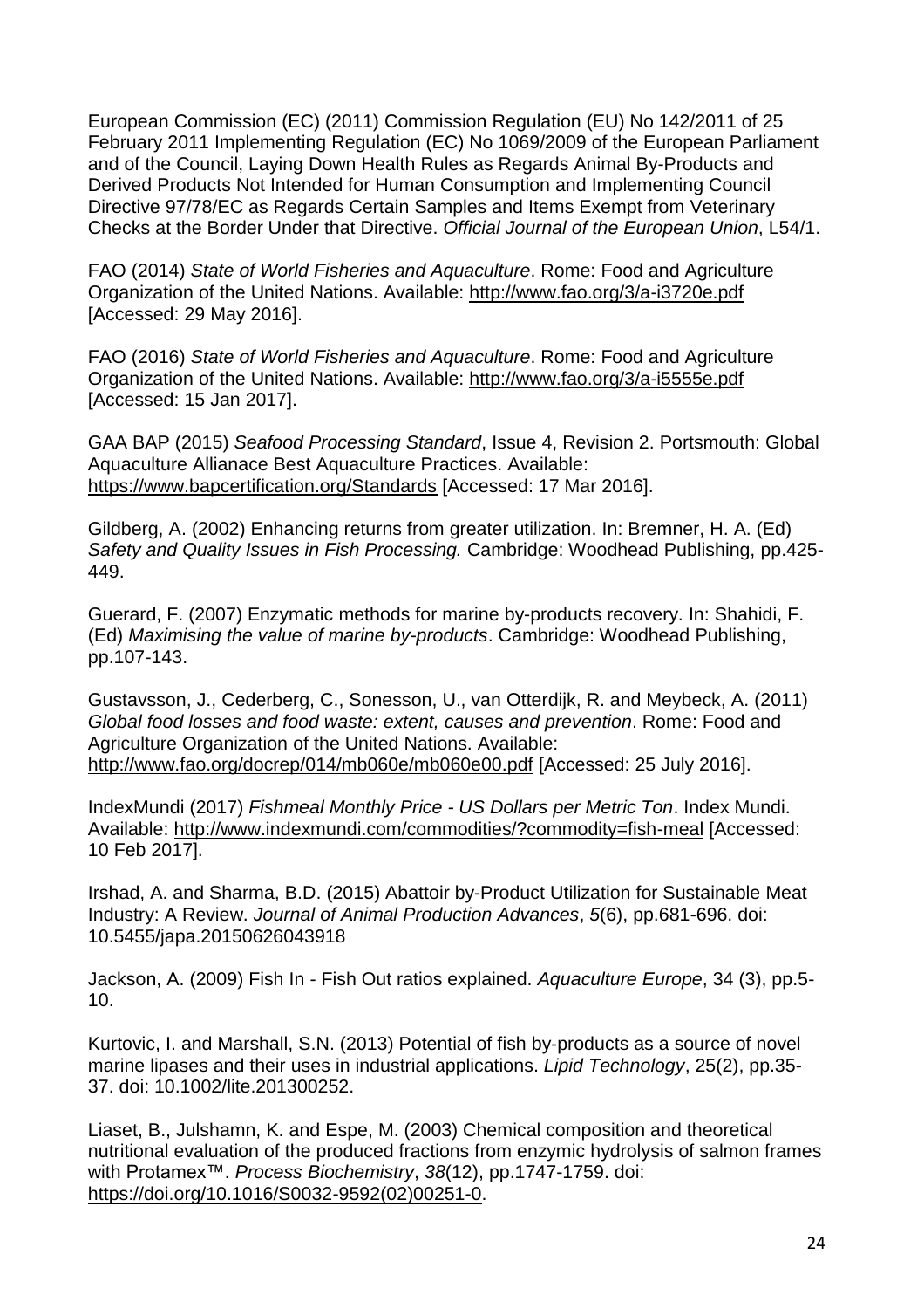European Commission (EC) (2011) Commission Regulation (EU) No 142/2011 of 25 February 2011 Implementing Regulation (EC) No 1069/2009 of the European Parliament and of the Council, Laying Down Health Rules as Regards Animal By-Products and Derived Products Not Intended for Human Consumption and Implementing Council Directive 97/78/EC as Regards Certain Samples and Items Exempt from Veterinary Checks at the Border Under that Directive. *Official Journal of the European Union*, L54/1.

FAO (2014) *State of World Fisheries and Aquaculture*. Rome: Food and Agriculture Organization of the United Nations. Available: http://www.fao.org/3/a-i3720e.pdf [Accessed: 29 May 2016].

FAO (2016) *State of World Fisheries and Aquaculture*. Rome: Food and Agriculture Organization of the United Nations. Available: http://www.fao.org/3/a-i5555e.pdf [Accessed: 15 Jan 2017].

GAA BAP (2015) *Seafood Processing Standard*, Issue 4, Revision 2. Portsmouth: Global Aquaculture Allianace Best Aquaculture Practices. Available: https://www.bapcertification.org/Standards [Accessed: 17 Mar 2016].

Gildberg, A. (2002) Enhancing returns from greater utilization. In: Bremner, H. A. (Ed) *Safety and Quality Issues in Fish Processing.* Cambridge: Woodhead Publishing, pp.425-449.

Guerard, F. (2007) Enzymatic methods for marine by-products recovery. In: Shahidi, F. (Ed) *Maximising the value of marine by-products*. Cambridge: Woodhead Publishing, pp.107-143.

Gustavsson, J., Cederberg, C., Sonesson, U., van Otterdijk, R. and Meybeck, A. (2011) *Global food losses and food waste: extent, causes and prevention*. Rome: Food and Agriculture Organization of the United Nations. Available: http://www.fao.org/docrep/014/mb060e/mb060e00.pdf [Accessed: 25 July 2016].

IndexMundi (2017) *Fishmeal Monthly Price - US Dollars per Metric Ton*. Index Mundi. Available: http://www.indexmundi.com/commodities/?commodity=fish-meal [Accessed: 10 Feb 2017].

Irshad, A. and Sharma, B.D. (2015) Abattoir by-Product Utilization for Sustainable Meat Industry: A Review. *Journal of Animal Production Advances*, *5*(6), pp.681-696. doi: 10.5455/japa.20150626043918

Jackson, A. (2009) Fish In - Fish Out ratios explained. *Aquaculture Europe*, 34 (3), pp.5-10.

Kurtovic, I. and Marshall, S.N. (2013) Potential of fish by-products as a source of novel marine lipases and their uses in industrial applications. *Lipid Technology*, 25(2), pp.35-37. doi: 10.1002/lite.201300252.

Liaset, B., Julshamn, K. and Espe, M. (2003) Chemical composition and theoretical nutritional evaluation of the produced fractions from enzymic hydrolysis of salmon frames with Protamex™. *Process Biochemistry*, *38*(12), pp.1747-1759. doi: https://doi.org/10.1016/S0032-9592(02)00251-0.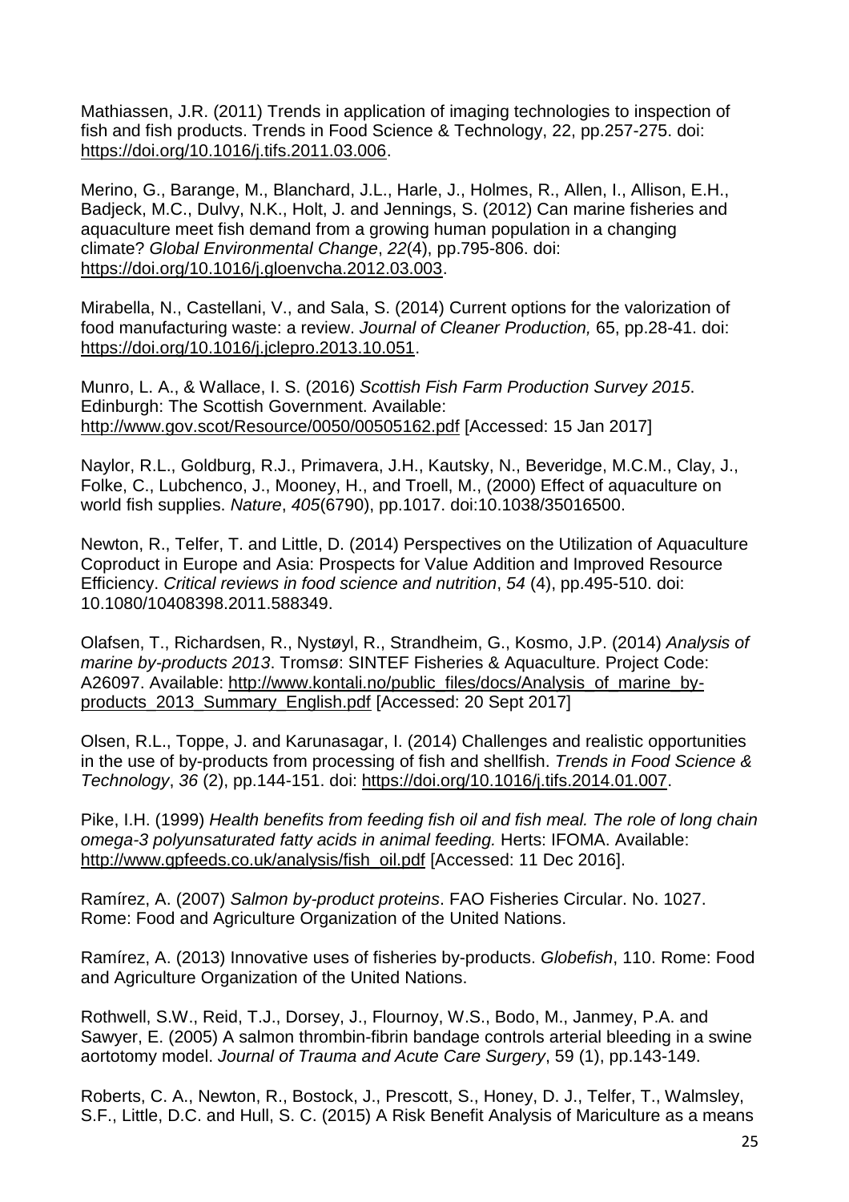Mathiassen, J.R. (2011) Trends in application of imaging technologies to inspection of fish and fish products. Trends in Food Science & Technology, 22, pp.257-275. doi: https://doi.org/10.1016/j.tifs.2011.03.006.

Merino, G., Barange, M., Blanchard, J.L., Harle, J., Holmes, R., Allen, I., Allison, E.H., Badjeck, M.C., Dulvy, N.K., Holt, J. and Jennings, S. (2012) Can marine fisheries and aquaculture meet fish demand from a growing human population in a changing climate? *Global Environmental Change*, *22*(4), pp.795-806. doi: https://doi.org/10.1016/j.gloenvcha.2012.03.003.

Mirabella, N., Castellani, V., and Sala, S. (2014) Current options for the valorization of food manufacturing waste: a review. *Journal of Cleaner Production,* 65, pp.28-41. doi: https://doi.org/10.1016/j.jclepro.2013.10.051.

Munro, L. A., & Wallace, I. S. (2016) *Scottish Fish Farm Production Survey 2015*. Edinburgh: The Scottish Government. Available: http://www.gov.scot/Resource/0050/00505162.pdf [Accessed: 15 Jan 2017]

Naylor, R.L., Goldburg, R.J., Primavera, J.H., Kautsky, N., Beveridge, M.C.M., Clay, J., Folke, C., Lubchenco, J., Mooney, H., and Troell, M., (2000) Effect of aquaculture on world fish supplies. *Nature*, *405*(6790), pp.1017. doi:10.1038/35016500.

Newton, R., Telfer, T. and Little, D. (2014) Perspectives on the Utilization of Aquaculture Coproduct in Europe and Asia: Prospects for Value Addition and Improved Resource Efficiency. *Critical reviews in food science and nutrition*, *54* (4), pp.495-510. doi: 10.1080/10408398.2011.588349.

Olafsen, T., Richardsen, R., Nystøyl, R., Strandheim, G., Kosmo, J.P. (2014) *Analysis of marine by-products 2013*. Tromsø: SINTEF Fisheries & Aquaculture. Project Code: A26097. Available: http://www.kontali.no/public_files/docs/Analysis_of_marine_by-products_2013_Summary_English.pdf [Accessed: 20 Sept 2017]

Olsen, R.L., Toppe, J. and Karunasagar, I. (2014) Challenges and realistic opportunities in the use of by-products from processing of fish and shellfish. *Trends in Food Science & Technology*, *36* (2), pp.144-151. doi: https://doi.org/10.1016/j.tifs.2014.01.007.

Pike, I.H. (1999) *Health benefits from feeding fish oil and fish meal. The role of long chain omega-3 polyunsaturated fatty acids in animal feeding.* Herts: IFOMA. Available: http://www.gpfeeds.co.uk/analysis/fish_oil.pdf [Accessed: 11 Dec 2016].

Ramírez, A. (2007) *Salmon by-product proteins*. FAO Fisheries Circular. No. 1027. Rome: Food and Agriculture Organization of the United Nations.

Ramírez, A. (2013) Innovative uses of fisheries by-products. *Globefish*, 110. Rome: Food and Agriculture Organization of the United Nations.

Rothwell, S.W., Reid, T.J., Dorsey, J., Flournoy, W.S., Bodo, M., Janmey, P.A. and Sawyer, E. (2005) A salmon thrombin-fibrin bandage controls arterial bleeding in a swine aortotomy model. *Journal of Trauma and Acute Care Surgery*, 59 (1), pp.143-149.

Roberts, C. A., Newton, R., Bostock, J., Prescott, S., Honey, D. J., Telfer, T., Walmsley, S.F., Little, D.C. and Hull, S. C. (2015) A Risk Benefit Analysis of Mariculture as a means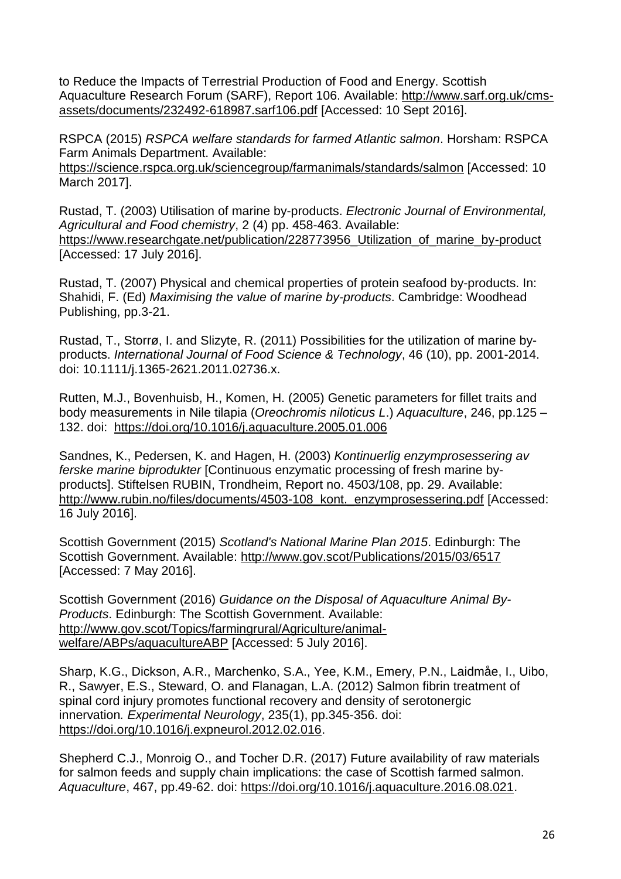to Reduce the Impacts of Terrestrial Production of Food and Energy. Scottish Aquaculture Research Forum (SARF), Report 106. Available: http://www.sarf.org.uk/cms-assets/documents/232492-618987.sarf106.pdf [Accessed: 10 Sept 2016].

RSPCA (2015) *RSPCA welfare standards for farmed Atlantic salmon*. Horsham: RSPCA Farm Animals Department. Available: https://science.rspca.org.uk/sciencegroup/farmanimals/standards/salmon [Accessed: 10 March 2017].

Rustad, T. (2003) Utilisation of marine by-products. *Electronic Journal of Environmental, Agricultural and Food chemistry*, 2 (4) pp. 458-463. Available: https://www.researchgate.net/publication/228773956_Utilization_of_marine_by-product [Accessed: 17 July 2016].

Rustad, T. (2007) Physical and chemical properties of protein seafood by-products. In: Shahidi, F. (Ed) *Maximising the value of marine by-products*. Cambridge: Woodhead Publishing, pp.3-21.

Rustad, T., Storrø, I. and Slizyte, R. (2011) Possibilities for the utilization of marine by-products. *International Journal of Food Science & Technology*, 46 (10), pp. 2001-2014. doi: 10.1111/j.1365-2621.2011.02736.x.

Rutten, M.J., Bovenhuisb, H., Komen, H. (2005) Genetic parameters for fillet traits and body measurements in Nile tilapia (*Oreochromis niloticus L*.) *Aquaculture*, 246, pp.125 – 132. doi: https://doi.org/10.1016/j.aquaculture.2005.01.006

Sandnes, K., Pedersen, K. and Hagen, H. (2003) *Kontinuerlig enzymprosessering av ferske marine biprodukter* [Continuous enzymatic processing of fresh marine by-products]. Stiftelsen RUBIN, Trondheim, Report no. 4503/108, pp. 29. Available: http://www.rubin.no/files/documents/4503-108_kont._enzymprosessering.pdf [Accessed: 16 July 2016].

Scottish Government (2015) *Scotland's National Marine Plan 2015*. Edinburgh: The Scottish Government. Available: http://www.gov.scot/Publications/2015/03/6517 [Accessed: 7 May 2016].

Scottish Government (2016) *Guidance on the Disposal of Aquaculture Animal By-Products*. Edinburgh: The Scottish Government. Available: http://www.gov.scot/Topics/farmingrural/Agriculture/animal-welfare/ABPs/aquacultureABP [Accessed: 5 July 2016].

Sharp, K.G., Dickson, A.R., Marchenko, S.A., Yee, K.M., Emery, P.N., Laidmåe, I., Uibo, R., Sawyer, E.S., Steward, O. and Flanagan, L.A. (2012) Salmon fibrin treatment of spinal cord injury promotes functional recovery and density of serotonergic innervation*. Experimental Neurology*, 235(1), pp.345-356. doi: https://doi.org/10.1016/j.expneurol.2012.02.016.

Shepherd C.J., Monroig O., and Tocher D.R. (2017) Future availability of raw materials for salmon feeds and supply chain implications: the case of Scottish farmed salmon. *Aquaculture*, 467, pp.49-62. doi: https://doi.org/10.1016/j.aquaculture.2016.08.021.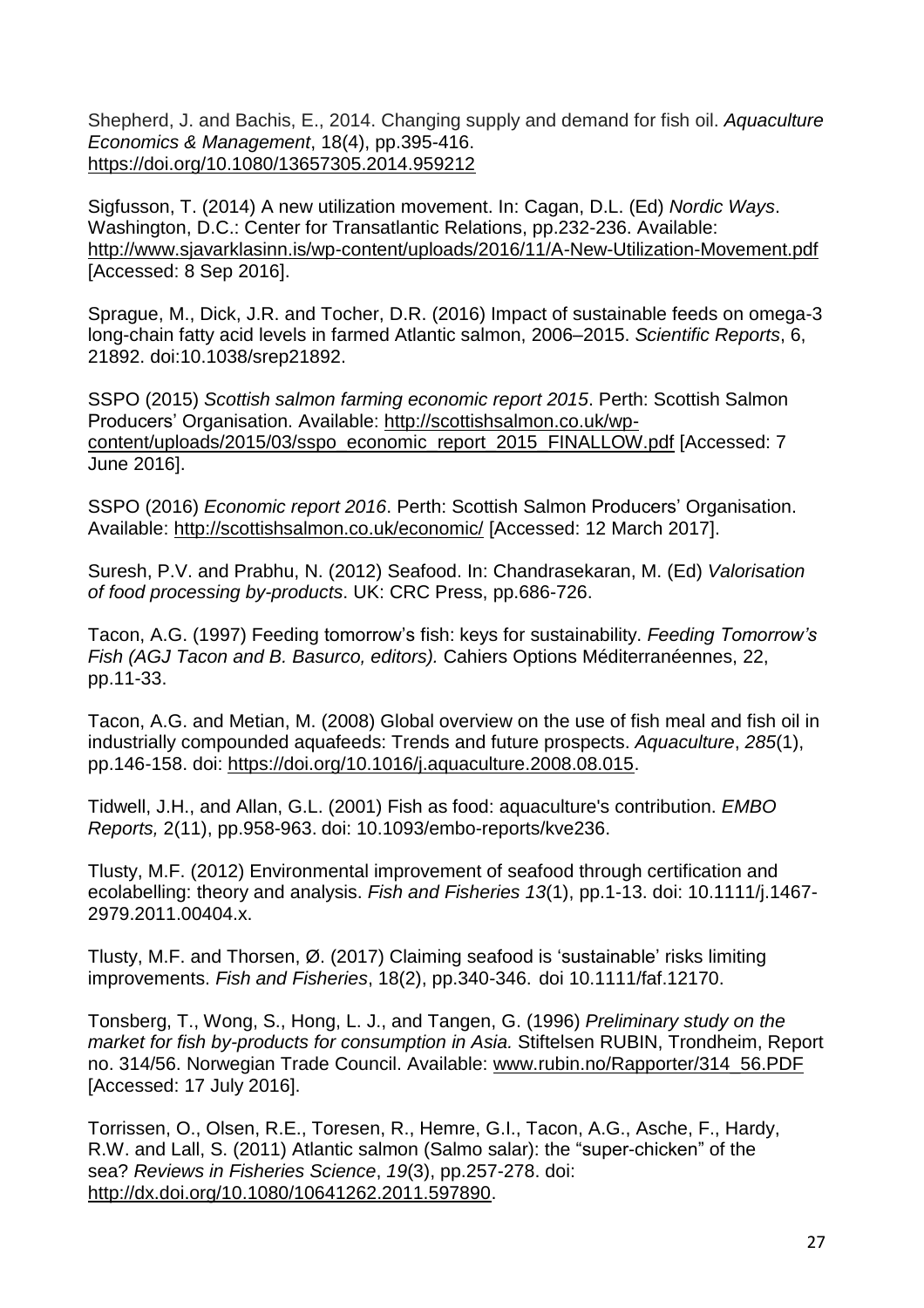Shepherd, J. and Bachis, E., 2014. Changing supply and demand for fish oil. *Aquaculture Economics & Management*, 18(4), pp.395-416. https://doi.org/10.1080/13657305.2014.959212

Sigfusson, T. (2014) A new utilization movement. In: Cagan, D.L. (Ed) *Nordic Ways*. Washington, D.C.: Center for Transatlantic Relations, pp.232-236. Available: http://www.sjavarklasinn.is/wp-content/uploads/2016/11/A-New-Utilization-Movement.pdf [Accessed: 8 Sep 2016].

Sprague, M., Dick, J.R. and Tocher, D.R. (2016) Impact of sustainable feeds on omega-3 long-chain fatty acid levels in farmed Atlantic salmon, 2006–2015. *Scientific Reports*, 6, 21892. doi:10.1038/srep21892.

SSPO (2015) *Scottish salmon farming economic report 2015*. Perth: Scottish Salmon Producers' Organisation. Available: http://scottishsalmon.co.uk/wp-content/uploads/2015/03/sspo_economic_report_2015_FINALLOW.pdf [Accessed: 7 June 2016].

SSPO (2016) *Economic report 2016*. Perth: Scottish Salmon Producers' Organisation. Available: http://scottishsalmon.co.uk/economic/ [Accessed: 12 March 2017].

Suresh, P.V. and Prabhu, N. (2012) Seafood. In: Chandrasekaran, M. (Ed) *Valorisation of food processing by-products*. UK: CRC Press, pp.686-726.

Tacon, A.G. (1997) Feeding tomorrow's fish: keys for sustainability. *Feeding Tomorrow's Fish (AGJ Tacon and B. Basurco, editors).* Cahiers Options Méditerranéennes, 22, pp.11-33.

Tacon, A.G. and Metian, M. (2008) Global overview on the use of fish meal and fish oil in industrially compounded aquafeeds: Trends and future prospects. *Aquaculture*, *285*(1), pp.146-158. doi: https://doi.org/10.1016/j.aquaculture.2008.08.015.

Tidwell, J.H., and Allan, G.L. (2001) Fish as food: aquaculture's contribution. *EMBO Reports,* 2(11), pp.958-963. doi: 10.1093/embo-reports/kve236.

Tlusty, M.F. (2012) Environmental improvement of seafood through certification and ecolabelling: theory and analysis. *Fish and Fisheries 13*(1), pp.1-13. doi: 10.1111/j.1467-2979.2011.00404.x.

Tlusty, M.F. and Thorsen, Ø. (2017) Claiming seafood is 'sustainable' risks limiting improvements. *Fish and Fisheries*, 18(2), pp.340-346. doi 10.1111/faf.12170.

Tonsberg, T., Wong, S., Hong, L. J., and Tangen, G. (1996) *Preliminary study on the market for fish by-products for consumption in Asia.* Stiftelsen RUBIN, Trondheim, Report no. 314/56. Norwegian Trade Council. Available: www.rubin.no/Rapporter/314_56.PDF [Accessed: 17 July 2016].

Torrissen, O., Olsen, R.E., Toresen, R., Hemre, G.I., Tacon, A.G., Asche, F., Hardy, R.W. and Lall, S. (2011) Atlantic salmon (Salmo salar): the "super-chicken" of the sea? *Reviews in Fisheries Science*, *19*(3), pp.257-278. doi: http://dx.doi.org/10.1080/10641262.2011.597890.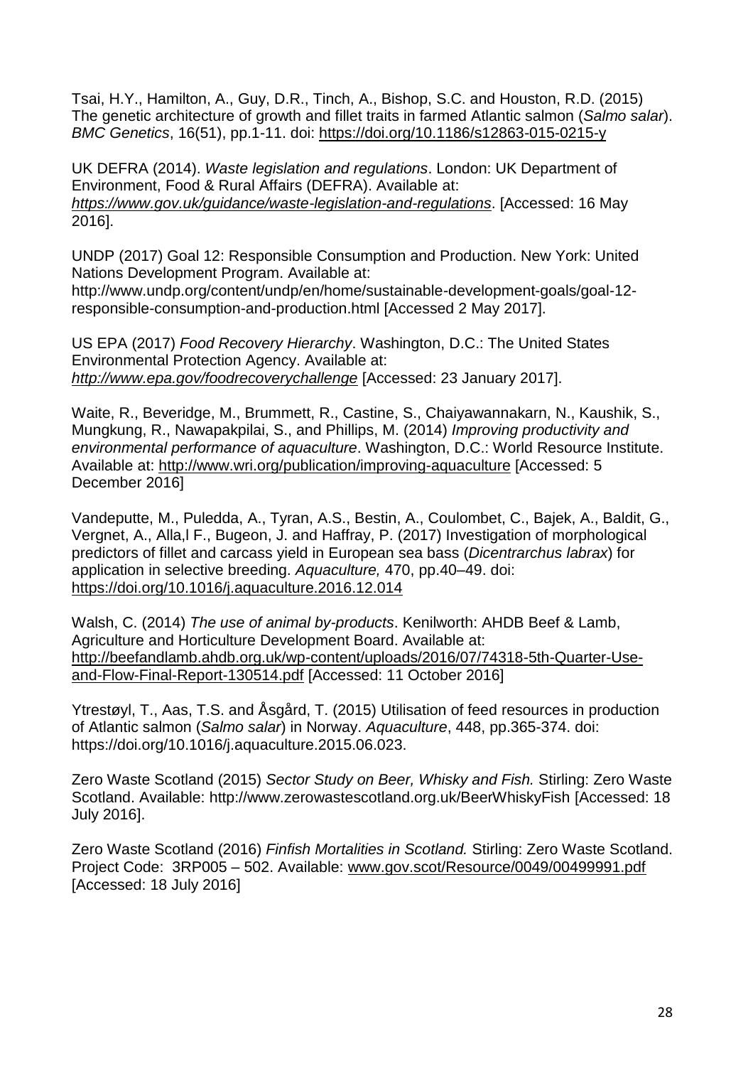Tsai, H.Y., Hamilton, A., Guy, D.R., Tinch, A., Bishop, S.C. and Houston, R.D. (2015) The genetic architecture of growth and fillet traits in farmed Atlantic salmon (*Salmo salar*). *BMC Genetics*, 16(51), pp.1-11. doi: https://doi.org/10.1186/s12863-015-0215-y

UK DEFRA (2014). *Waste legislation and regulations*. London: UK Department of Environment, Food & Rural Affairs (DEFRA). Available at: *https://www.gov.uk/guidance/waste-legislation-and-regulations*. [Accessed: 16 May 2016].

UNDP (2017) Goal 12: Responsible Consumption and Production. New York: United Nations Development Program. Available at: http://www.undp.org/content/undp/en/home/sustainable-development-goals/goal-12-responsible-consumption-and-production.html [Accessed 2 May 2017].

US EPA (2017) *Food Recovery Hierarchy*. Washington, D.C.: The United States Environmental Protection Agency. Available at: *http://www.epa.gov/foodrecoverychallenge* [Accessed: 23 January 2017].

Waite, R., Beveridge, M., Brummett, R., Castine, S., Chaiyawannakarn, N., Kaushik, S., Mungkung, R., Nawapakpilai, S., and Phillips, M. (2014) *Improving productivity and environmental performance of aquaculture*. Washington, D.C.: World Resource Institute. Available at: http://www.wri.org/publication/improving-aquaculture [Accessed: 5 December 2016]

Vandeputte, M., Puledda, A., Tyran, A.S., Bestin, A., Coulombet, C., Bajek, A., Baldit, G., Vergnet, A., Alla,l F., Bugeon, J. and Haffray, P. (2017) Investigation of morphological predictors of fillet and carcass yield in European sea bass (*Dicentrarchus labrax*) for application in selective breeding. *Aquaculture,* 470, pp.40–49. doi: https://doi.org/10.1016/j.aquaculture.2016.12.014

Walsh, C. (2014) *The use of animal by-products*. Kenilworth: AHDB Beef & Lamb, Agriculture and Horticulture Development Board. Available at: http://beefandlamb.ahdb.org.uk/wp-content/uploads/2016/07/74318-5th-Quarter-Use-and-Flow-Final-Report-130514.pdf [Accessed: 11 October 2016]

Ytrestøyl, T., Aas, T.S. and Åsgård, T. (2015) Utilisation of feed resources in production of Atlantic salmon (*Salmo salar*) in Norway. *Aquaculture*, 448, pp.365-374. doi: https://doi.org/10.1016/j.aquaculture.2015.06.023.

Zero Waste Scotland (2015) *Sector Study on Beer, Whisky and Fish.* Stirling: Zero Waste Scotland. Available: http://www.zerowastescotland.org.uk/BeerWhiskyFish [Accessed: 18 July 2016].

Zero Waste Scotland (2016) *Finfish Mortalities in Scotland.* Stirling: Zero Waste Scotland. Project Code: 3RP005 – 502. Available: www.gov.scot/Resource/0049/00499991.pdf [Accessed: 18 July 2016]